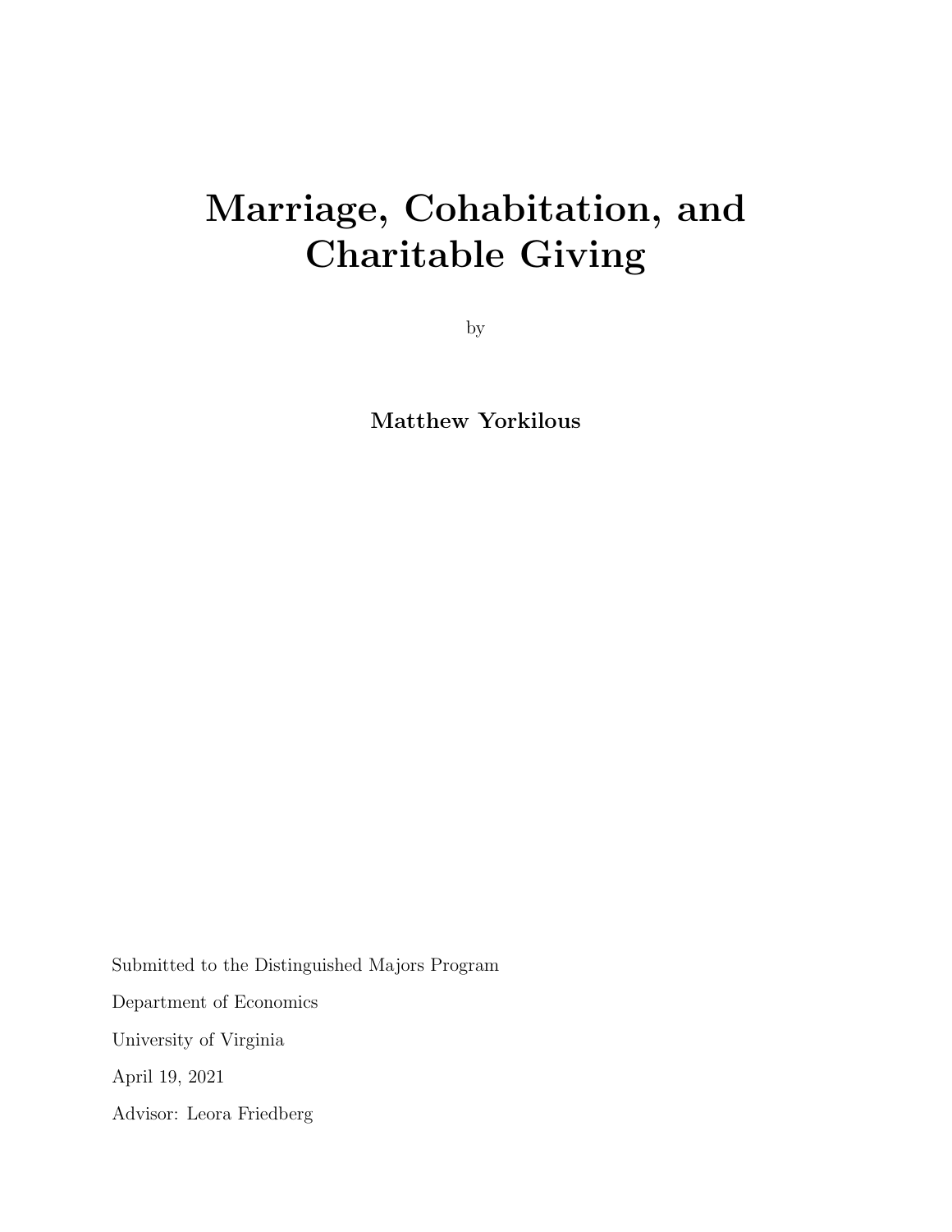# Marriage, Cohabitation, and Charitable Giving

by

**Matthew Yorkilous**

Submitted to the Distinguished Majors Program

Department of Economics

University of Virginia

April 19, 2021

Advisor: Leora Friedberg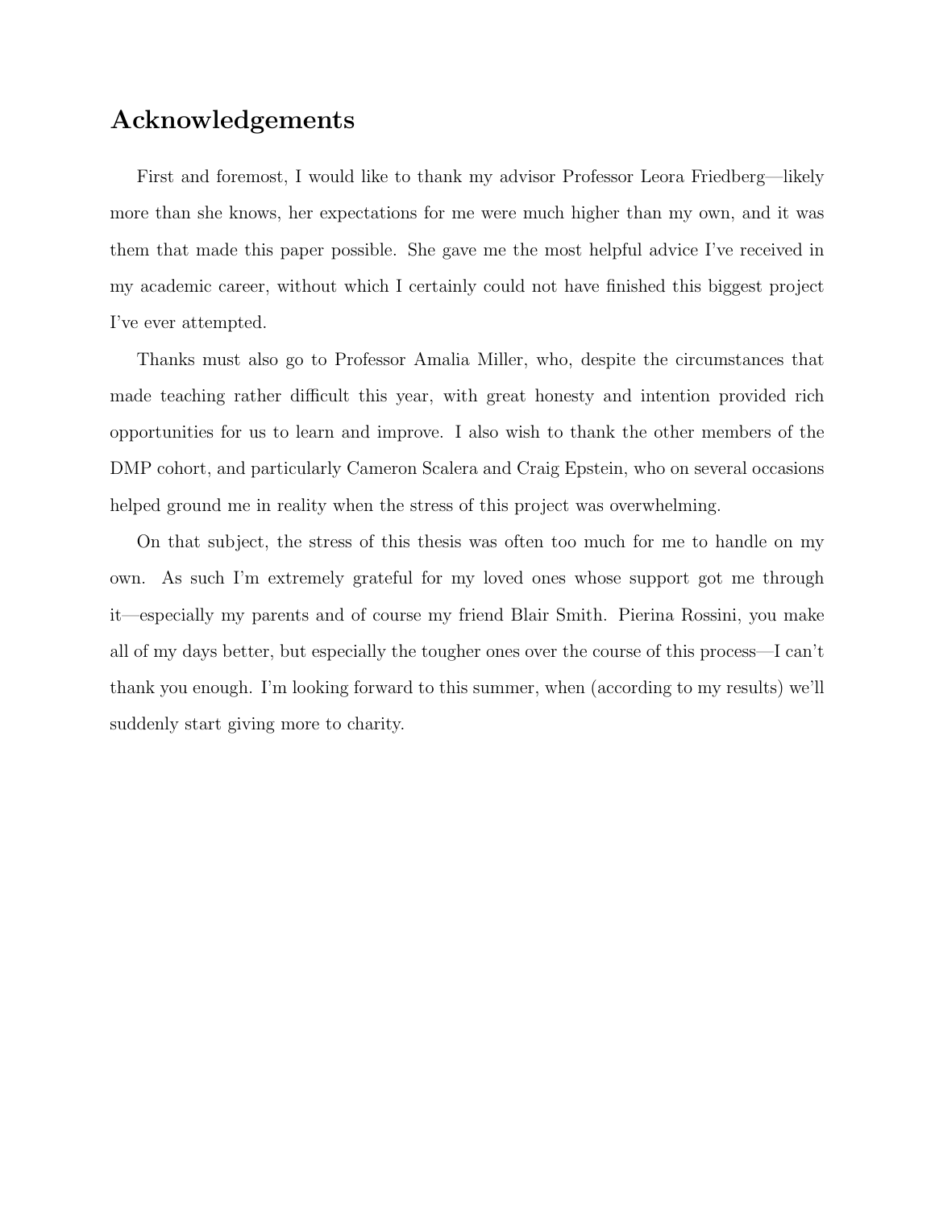# Acknowledgements

First and foremost, I would like to thank my advisor Professor Leora Friedberg—likely more than she knows, her expectations for me were much higher than my own, and it was them that made this paper possible. She gave me the most helpful advice I've received in my academic career, without which I certainly could not have finished this biggest project I've ever attempted.

Thanks must also go to Professor Amalia Miller, who, despite the circumstances that made teaching rather difficult this year, with great honesty and intention provided rich opportunities for us to learn and improve. I also wish to thank the other members of the DMP cohort, and particularly Cameron Scalera and Craig Epstein, who on several occasions helped ground me in reality when the stress of this project was overwhelming.

On that subject, the stress of this thesis was often too much for me to handle on my own. As such I'm extremely grateful for my loved ones whose support got me through it—especially my parents and of course my friend Blair Smith. Pierina Rossini, you make all of my days better, but especially the tougher ones over the course of this process—I can't thank you enough. I'm looking forward to this summer, when (according to my results) we'll suddenly start giving more to charity.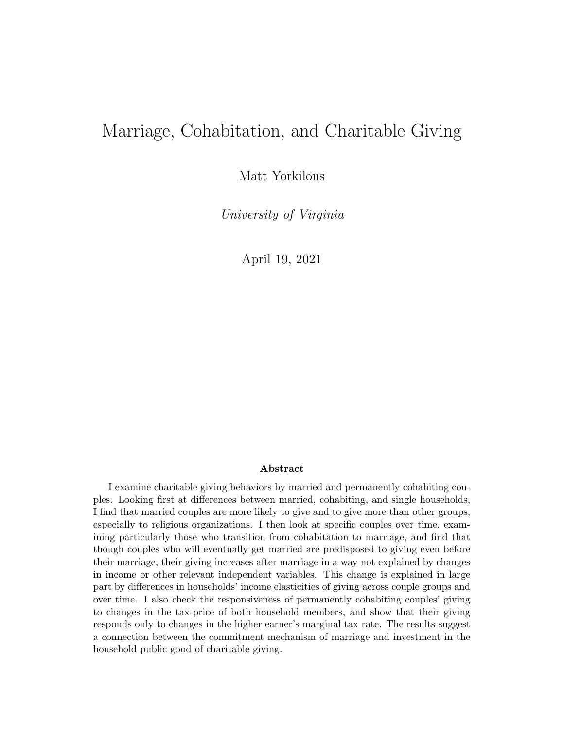# Marriage, Cohabitation, and Charitable Giving

Matt Yorkilous

*University of Virginia*

April 19, 2021

**Abstract**

I examine charitable giving behaviors by married and permanently cohabiting couples. Looking first at differences between married, cohabiting, and single households, I find that married couples are more likely to give and to give more than other groups, especially to religious organizations. I then look at specific couples over time, examining particularly those who transition from cohabitation to marriage, and find that though couples who will eventually get married are predisposed to giving even before their marriage, their giving increases after marriage in a way not explained by changes in income or other relevant independent variables. This change is explained in large part by differences in households' income elasticities of giving across couple groups and over time. I also check the responsiveness of permanently cohabiting couples' giving to changes in the tax-price of both household members, and show that their giving responds only to changes in the higher earner's marginal tax rate. The results suggest a connection between the commitment mechanism of marriage and investment in the household public good of charitable giving.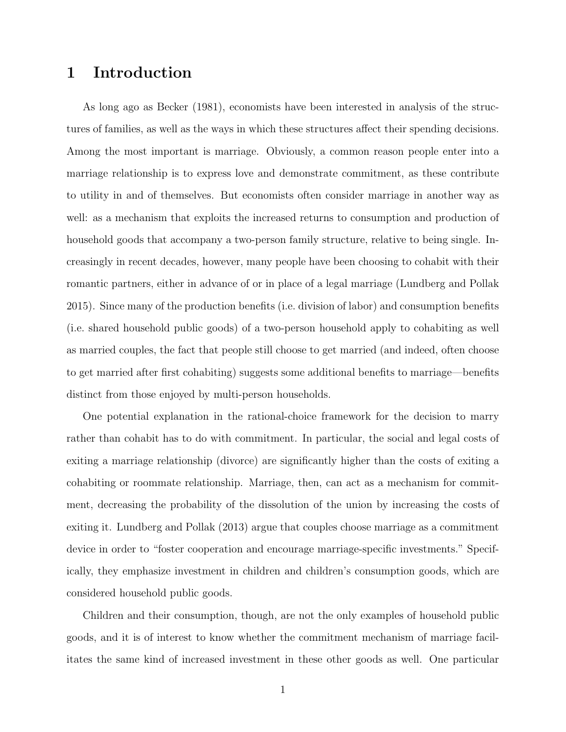# 1 Introduction

As long ago as Becker (1981), economists have been interested in analysis of the structures of families, as well as the ways in which these structures affect their spending decisions. Among the most important is marriage. Obviously, a common reason people enter into a marriage relationship is to express love and demonstrate commitment, as these contribute to utility in and of themselves. But economists often consider marriage in another way as well: as a mechanism that exploits the increased returns to consumption and production of household goods that accompany a two-person family structure, relative to being single. Increasingly in recent decades, however, many people have been choosing to cohabit with their romantic partners, either in advance of or in place of a legal marriage (Lundberg and Pollak 2015). Since many of the production benefits (i.e. division of labor) and consumption benefits (i.e. shared household public goods) of a two-person household apply to cohabiting as well as married couples, the fact that people still choose to get married (and indeed, often choose to get married after first cohabiting) suggests some additional benefits to marriage—benefits distinct from those enjoyed by multi-person households.

One potential explanation in the rational-choice framework for the decision to marry rather than cohabit has to do with commitment. In particular, the social and legal costs of exiting a marriage relationship (divorce) are significantly higher than the costs of exiting a cohabiting or roommate relationship. Marriage, then, can act as a mechanism for commitment, decreasing the probability of the dissolution of the union by increasing the costs of exiting it. Lundberg and Pollak (2013) argue that couples choose marriage as a commitment device in order to "foster cooperation and encourage marriage-specific investments." Specifically, they emphasize investment in children and children's consumption goods, which are considered household public goods.

Children and their consumption, though, are not the only examples of household public goods, and it is of interest to know whether the commitment mechanism of marriage facilitates the same kind of increased investment in these other goods as well. One particular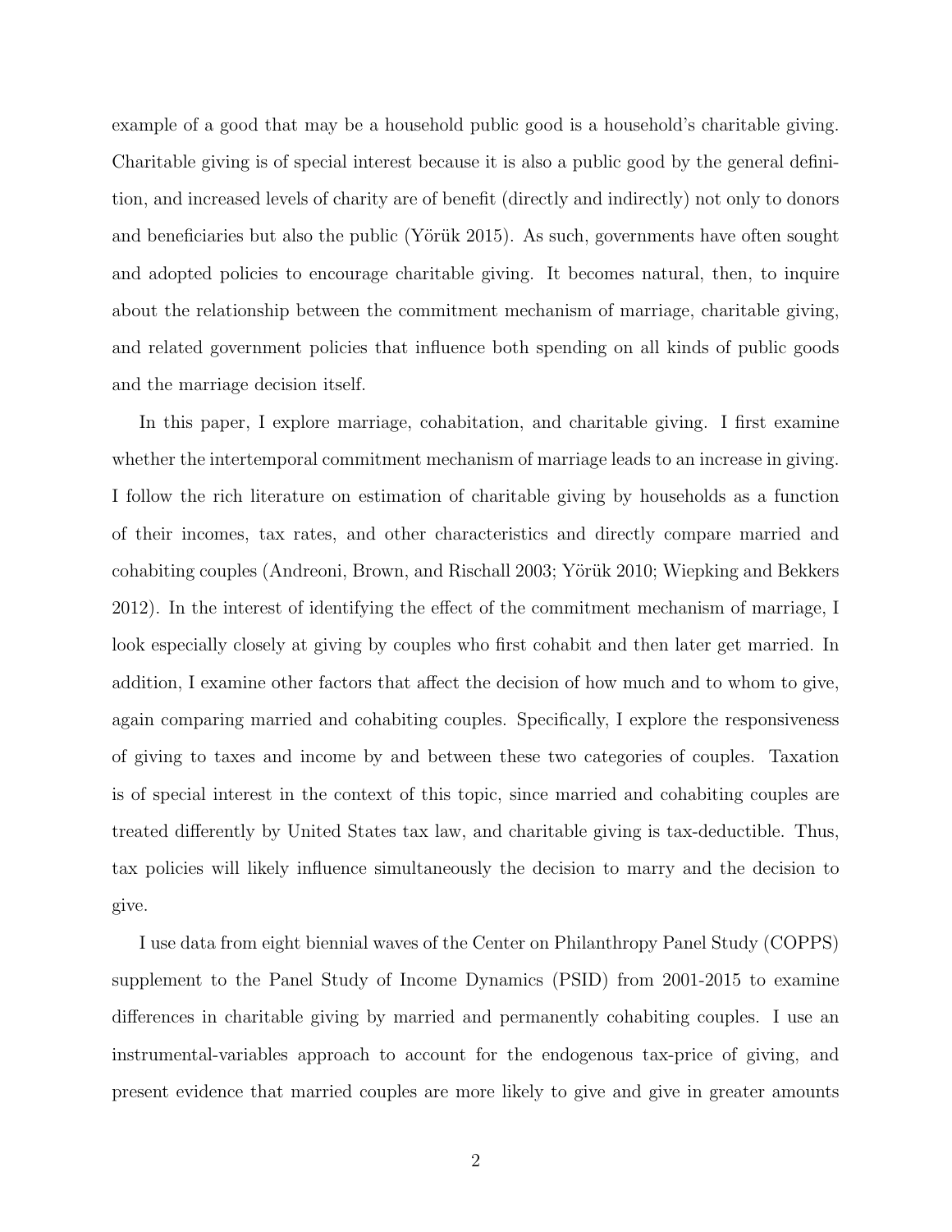example of a good that may be a household public good is a household's charitable giving. Charitable giving is of special interest because it is also a public good by the general definition, and increased levels of charity are of benefit (directly and indirectly) not only to donors and beneficiaries but also the public (Yörük 2015). As such, governments have often sought and adopted policies to encourage charitable giving. It becomes natural, then, to inquire about the relationship between the commitment mechanism of marriage, charitable giving, and related government policies that influence both spending on all kinds of public goods and the marriage decision itself.

In this paper, I explore marriage, cohabitation, and charitable giving. I first examine whether the intertemporal commitment mechanism of marriage leads to an increase in giving. I follow the rich literature on estimation of charitable giving by households as a function of their incomes, tax rates, and other characteristics and directly compare married and cohabiting couples (Andreoni, Brown, and Rischall 2003; Yörük 2010; Wiepking and Bekkers 2012). In the interest of identifying the effect of the commitment mechanism of marriage, I look especially closely at giving by couples who first cohabit and then later get married. In addition, I examine other factors that affect the decision of how much and to whom to give, again comparing married and cohabiting couples. Specifically, I explore the responsiveness of giving to taxes and income by and between these two categories of couples. Taxation is of special interest in the context of this topic, since married and cohabiting couples are treated differently by United States tax law, and charitable giving is tax-deductible. Thus, tax policies will likely influence simultaneously the decision to marry and the decision to give.

I use data from eight biennial waves of the Center on Philanthropy Panel Study (COPPS) supplement to the Panel Study of Income Dynamics (PSID) from 2001-2015 to examine differences in charitable giving by married and permanently cohabiting couples. I use an instrumental-variables approach to account for the endogenous tax-price of giving, and present evidence that married couples are more likely to give and give in greater amounts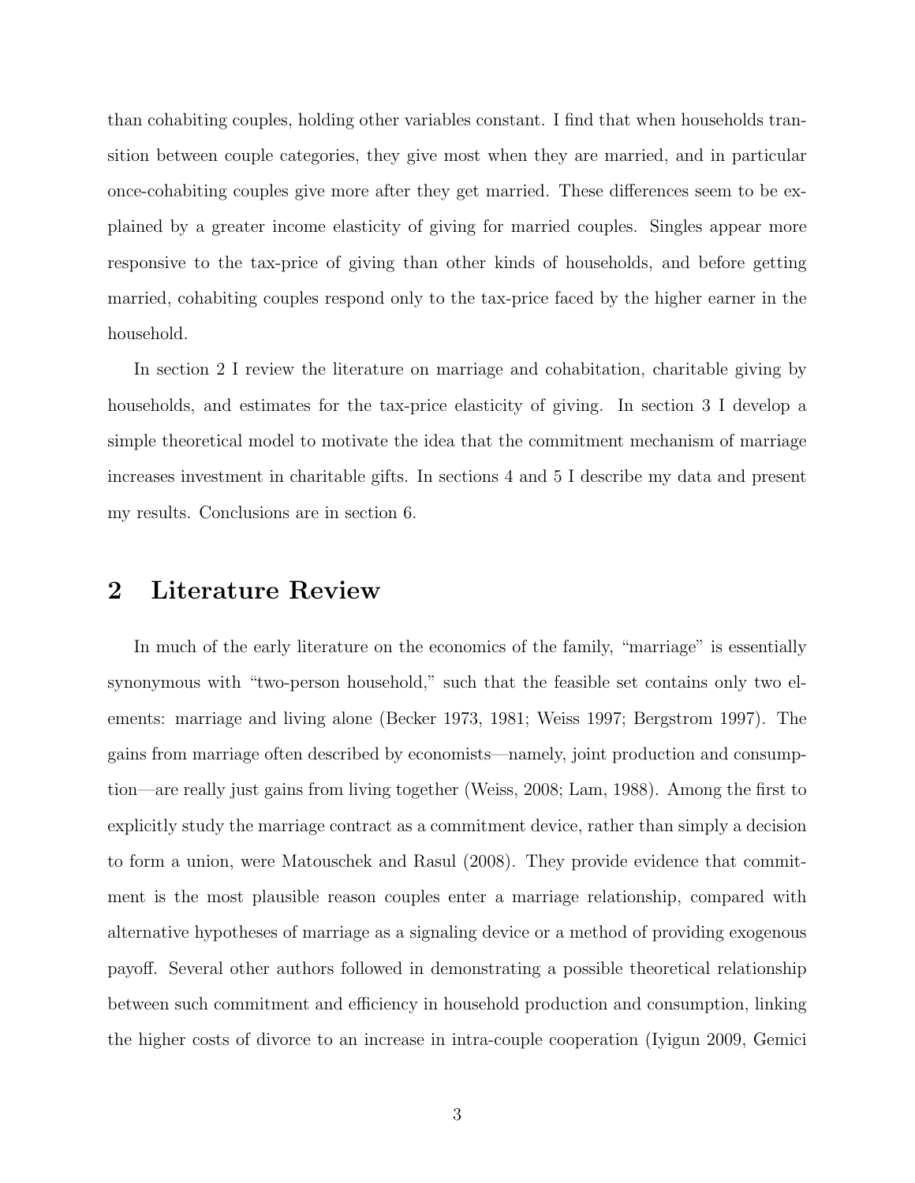than cohabiting couples, holding other variables constant. I find that when households transition between couple categories, they give most when they are married, and in particular once-cohabiting couples give more after they get married. These differences seem to be explained by a greater income elasticity of giving for married couples. Singles appear more responsive to the tax-price of giving than other kinds of households, and before getting married, cohabiting couples respond only to the tax-price faced by the higher earner in the household.

In section 2 I review the literature on marriage and cohabitation, charitable giving by households, and estimates for the tax-price elasticity of giving. In section 3 I develop a simple theoretical model to motivate the idea that the commitment mechanism of marriage increases investment in charitable gifts. In sections 4 and 5 I describe my data and present my results. Conclusions are in section 6.

## 2 Literature Review

In much of the early literature on the economics of the family, "marriage" is essentially synonymous with "two-person household," such that the feasible set contains only two elements: marriage and living alone (Becker 1973, 1981; Weiss 1997; Bergstrom 1997). The gains from marriage often described by economists—namely, joint production and consumption—are really just gains from living together (Weiss, 2008; Lam, 1988). Among the first to explicitly study the marriage contract as a commitment device, rather than simply a decision to form a union, were Matouschek and Rasul (2008). They provide evidence that commitment is the most plausible reason couples enter a marriage relationship, compared with alternative hypotheses of marriage as a signaling device or a method of providing exogenous payoff. Several other authors followed in demonstrating a possible theoretical relationship between such commitment and efficiency in household production and consumption, linking the higher costs of divorce to an increase in intra-couple cooperation (Iyigun 2009, Gemici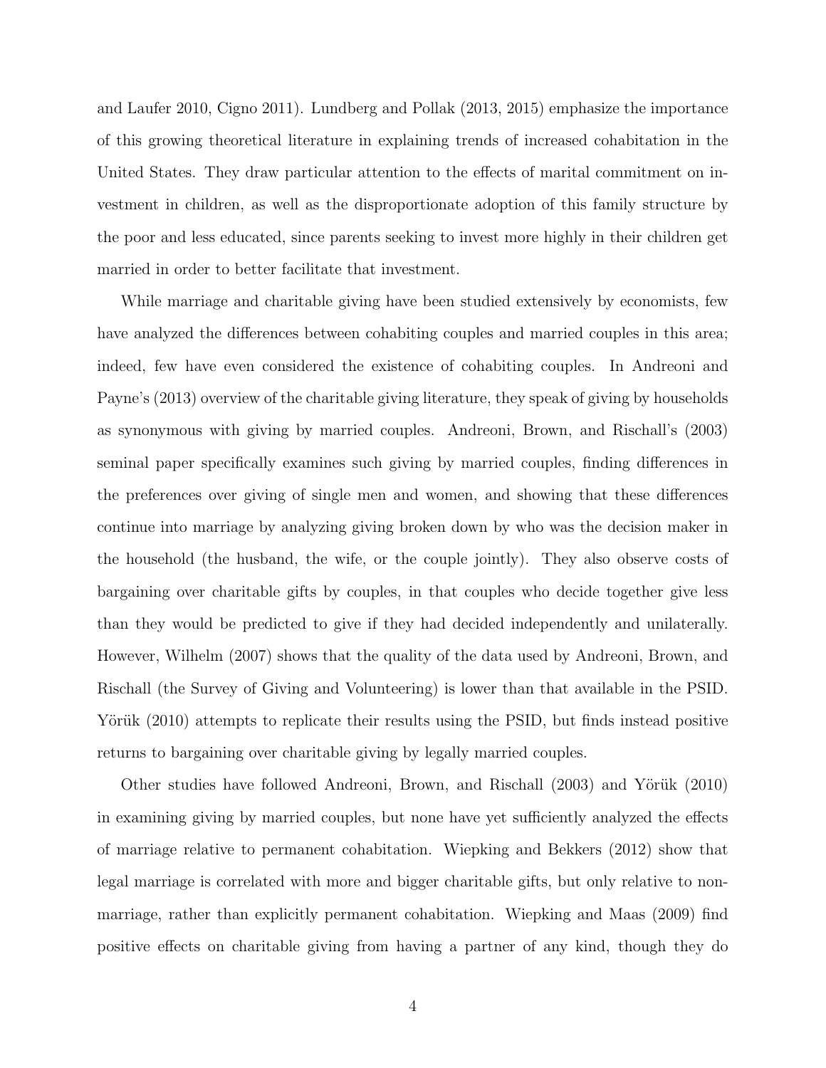and Laufer 2010, Cigno 2011). Lundberg and Pollak (2013, 2015) emphasize the importance of this growing theoretical literature in explaining trends of increased cohabitation in the United States. They draw particular attention to the effects of marital commitment on investment in children, as well as the disproportionate adoption of this family structure by the poor and less educated, since parents seeking to invest more highly in their children get married in order to better facilitate that investment.

While marriage and charitable giving have been studied extensively by economists, few have analyzed the differences between cohabiting couples and married couples in this area; indeed, few have even considered the existence of cohabiting couples. In Andreoni and Payne's (2013) overview of the charitable giving literature, they speak of giving by households as synonymous with giving by married couples. Andreoni, Brown, and Rischall's (2003) seminal paper specifically examines such giving by married couples, finding differences in the preferences over giving of single men and women, and showing that these differences continue into marriage by analyzing giving broken down by who was the decision maker in the household (the husband, the wife, or the couple jointly). They also observe costs of bargaining over charitable gifts by couples, in that couples who decide together give less than they would be predicted to give if they had decided independently and unilaterally. However, Wilhelm (2007) shows that the quality of the data used by Andreoni, Brown, and Rischall (the Survey of Giving and Volunteering) is lower than that available in the PSID. Yörük (2010) attempts to replicate their results using the PSID, but finds instead positive returns to bargaining over charitable giving by legally married couples.

Other studies have followed Andreoni, Brown, and Rischall (2003) and Yörük (2010) in examining giving by married couples, but none have yet sufficiently analyzed the effects of marriage relative to permanent cohabitation. Wiepking and Bekkers (2012) show that legal marriage is correlated with more and bigger charitable gifts, but only relative to non-marriage, rather than explicitly permanent cohabitation. Wiepking and Maas (2009) find positive effects on charitable giving from having a partner of any kind, though they do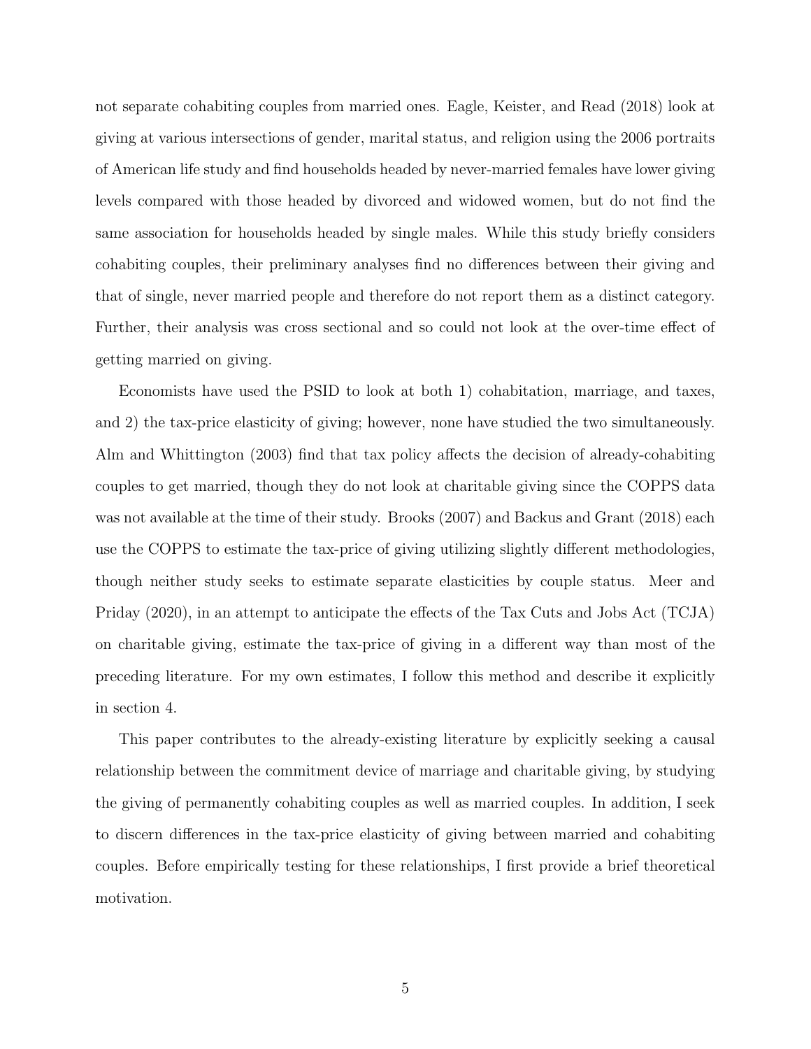not separate cohabiting couples from married ones. Eagle, Keister, and Read (2018) look at giving at various intersections of gender, marital status, and religion using the 2006 portraits of American life study and find households headed by never-married females have lower giving levels compared with those headed by divorced and widowed women, but do not find the same association for households headed by single males. While this study briefly considers cohabiting couples, their preliminary analyses find no differences between their giving and that of single, never married people and therefore do not report them as a distinct category. Further, their analysis was cross sectional and so could not look at the over-time effect of getting married on giving.

Economists have used the PSID to look at both 1) cohabitation, marriage, and taxes, and 2) the tax-price elasticity of giving; however, none have studied the two simultaneously. Alm and Whittington (2003) find that tax policy affects the decision of already-cohabiting couples to get married, though they do not look at charitable giving since the COPPS data was not available at the time of their study. Brooks (2007) and Backus and Grant (2018) each use the COPPS to estimate the tax-price of giving utilizing slightly different methodologies, though neither study seeks to estimate separate elasticities by couple status. Meer and Priday (2020), in an attempt to anticipate the effects of the Tax Cuts and Jobs Act (TCJA) on charitable giving, estimate the tax-price of giving in a different way than most of the preceding literature. For my own estimates, I follow this method and describe it explicitly in section 4.

This paper contributes to the already-existing literature by explicitly seeking a causal relationship between the commitment device of marriage and charitable giving, by studying the giving of permanently cohabiting couples as well as married couples. In addition, I seek to discern differences in the tax-price elasticity of giving between married and cohabiting couples. Before empirically testing for these relationships, I first provide a brief theoretical motivation.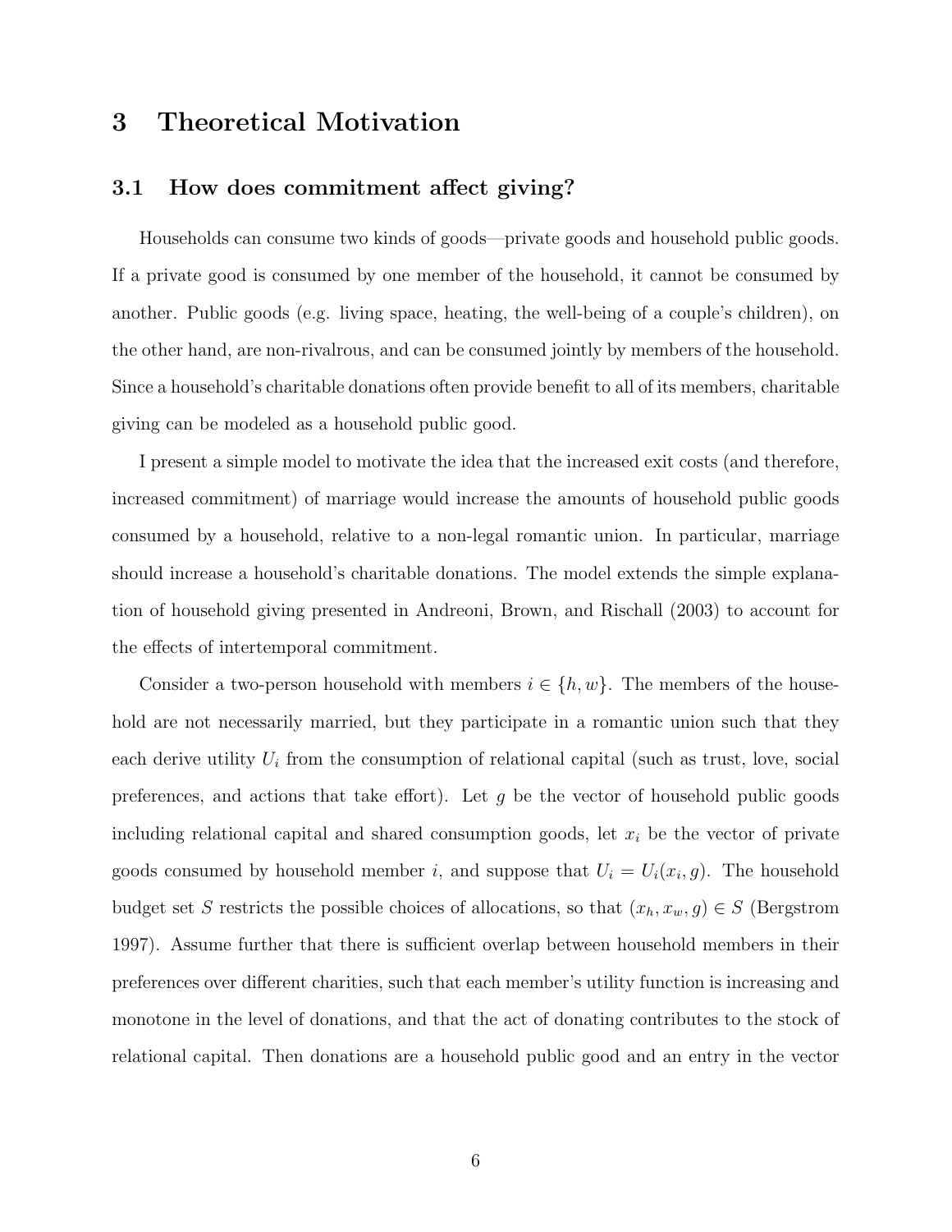# 3 Theoretical Motivation

## 3.1 How does commitment affect giving?

Households can consume two kinds of goods—private goods and household public goods. If a private good is consumed by one member of the household, it cannot be consumed by another. Public goods (e.g. living space, heating, the well-being of a couple's children), on the other hand, are non-rivalrous, and can be consumed jointly by members of the household. Since a household's charitable donations often provide benefit to all of its members, charitable giving can be modeled as a household public good.

I present a simple model to motivate the idea that the increased exit costs (and therefore, increased commitment) of marriage would increase the amounts of household public goods consumed by a household, relative to a non-legal romantic union. In particular, marriage should increase a household's charitable donations. The model extends the simple explanation of household giving presented in Andreoni, Brown, and Rischall (2003) to account for the effects of intertemporal commitment.

Consider a two-person household with members $i \in \{h, w\}$. The members of the household are not necessarily married, but they participate in a romantic union such that they each derive utility $U_i$ from the consumption of relational capital (such as trust, love, social preferences, and actions that take effort). Let $g$ be the vector of household public goods including relational capital and shared consumption goods, let $x_i$ be the vector of private goods consumed by household member $i$, and suppose that $U_i = U_i(x_i, g)$. The household budget set $S$ restricts the possible choices of allocations, so that $(x_h, x_w, g) \in S$ (Bergstrom 1997). Assume further that there is sufficient overlap between household members in their preferences over different charities, such that each member's utility function is increasing and monotone in the level of donations, and that the act of donating contributes to the stock of relational capital. Then donations are a household public good and an entry in the vector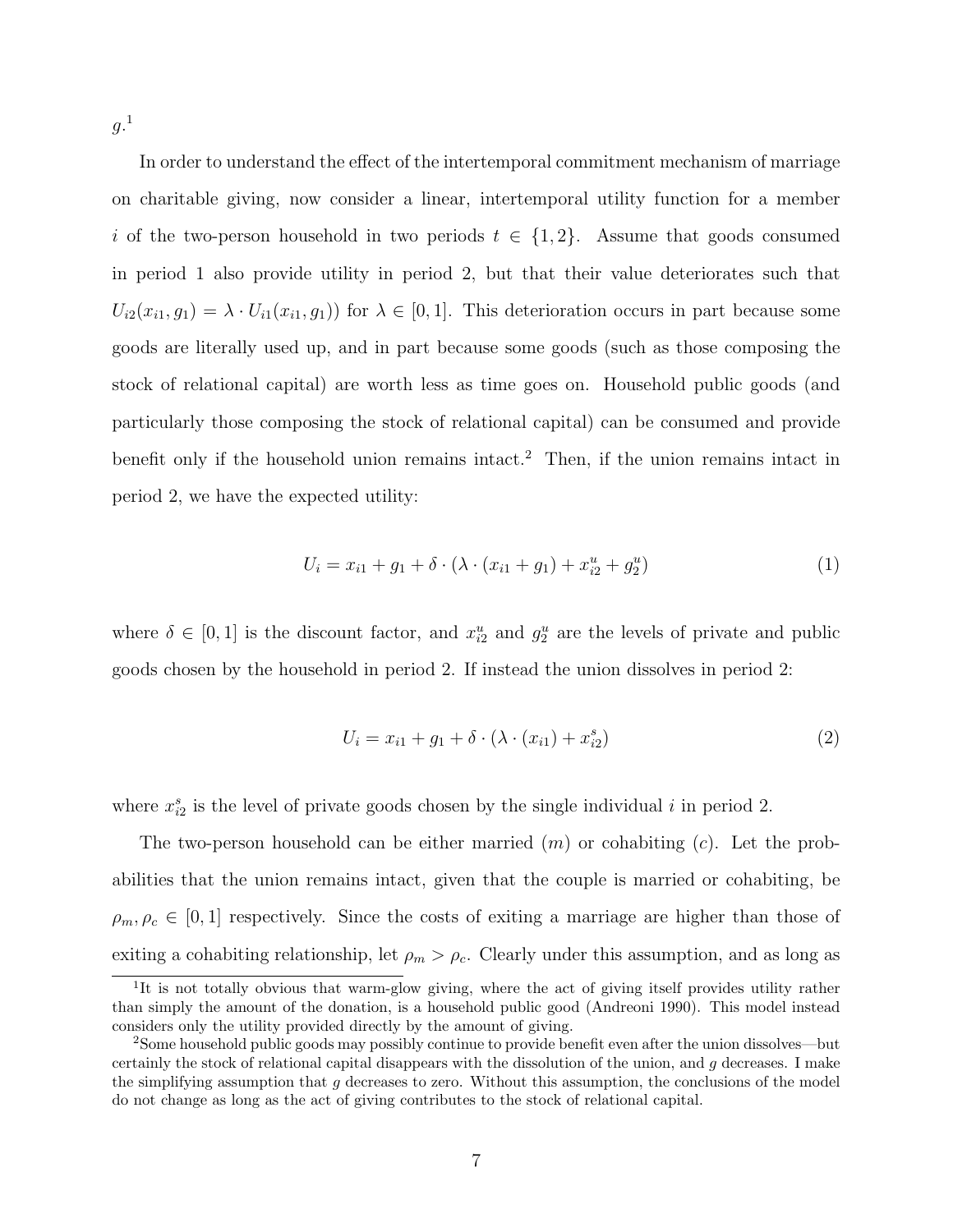$g$.[1]

In order to understand the effect of the intertemporal commitment mechanism of marriage on charitable giving, now consider a linear, intertemporal utility function for a member $i$ of the two-person household in two periods $t \in \{1, 2\}$. Assume that goods consumed in period 1 also provide utility in period 2, but that their value deteriorates such that $U_{i2}(x_{i1}, g_1) = \lambda \cdot U_{i1}(x_{i1}, g_1))$ for $\lambda \in [0, 1]$. This deterioration occurs in part because some goods are literally used up, and in part because some goods (such as those composing the stock of relational capital) are worth less as time goes on. Household public goods (and particularly those composing the stock of relational capital) can be consumed and provide benefit only if the household union remains intact.[2] Then, if the union remains intact in period 2, we have the expected utility:

$$U_i = x_{i1} + g_1 + \delta \cdot (\lambda \cdot (x_{i1} + g_1) + x_{i2}^u + g_2^u) \tag{1}$$

where $\delta \in [0, 1]$ is the discount factor, and $x_{i2}^u$ and $g_2^u$ are the levels of private and public goods chosen by the household in period 2. If instead the union dissolves in period 2:

$$U_i = x_{i1} + g_1 + \delta \cdot (\lambda \cdot (x_{i1}) + x_{i2}^s) \tag{2}$$

where $x_{i2}^s$ is the level of private goods chosen by the single individual $i$ in period 2.

The two-person household can be either married ($m$) or cohabiting ($c$). Let the probabilities that the union remains intact, given that the couple is married or cohabiting, be $\rho_m, \rho_c \in [0, 1]$ respectively. Since the costs of exiting a marriage are higher than those of exiting a cohabiting relationship, let $\rho_m > \rho_c$. Clearly under this assumption, and as long as

[1] It is not totally obvious that warm-glow giving, where the act of giving itself provides utility rather than simply the amount of the donation, is a household public good (Andreoni 1990). This model instead considers only the utility provided directly by the amount of giving.

[2] Some household public goods may possibly continue to provide benefit even after the union dissolves—but certainly the stock of relational capital disappears with the dissolution of the union, and $g$ decreases. I make the simplifying assumption that $g$ decreases to zero. Without this assumption, the conclusions of the model do not change as long as the act of giving contributes to the stock of relational capital.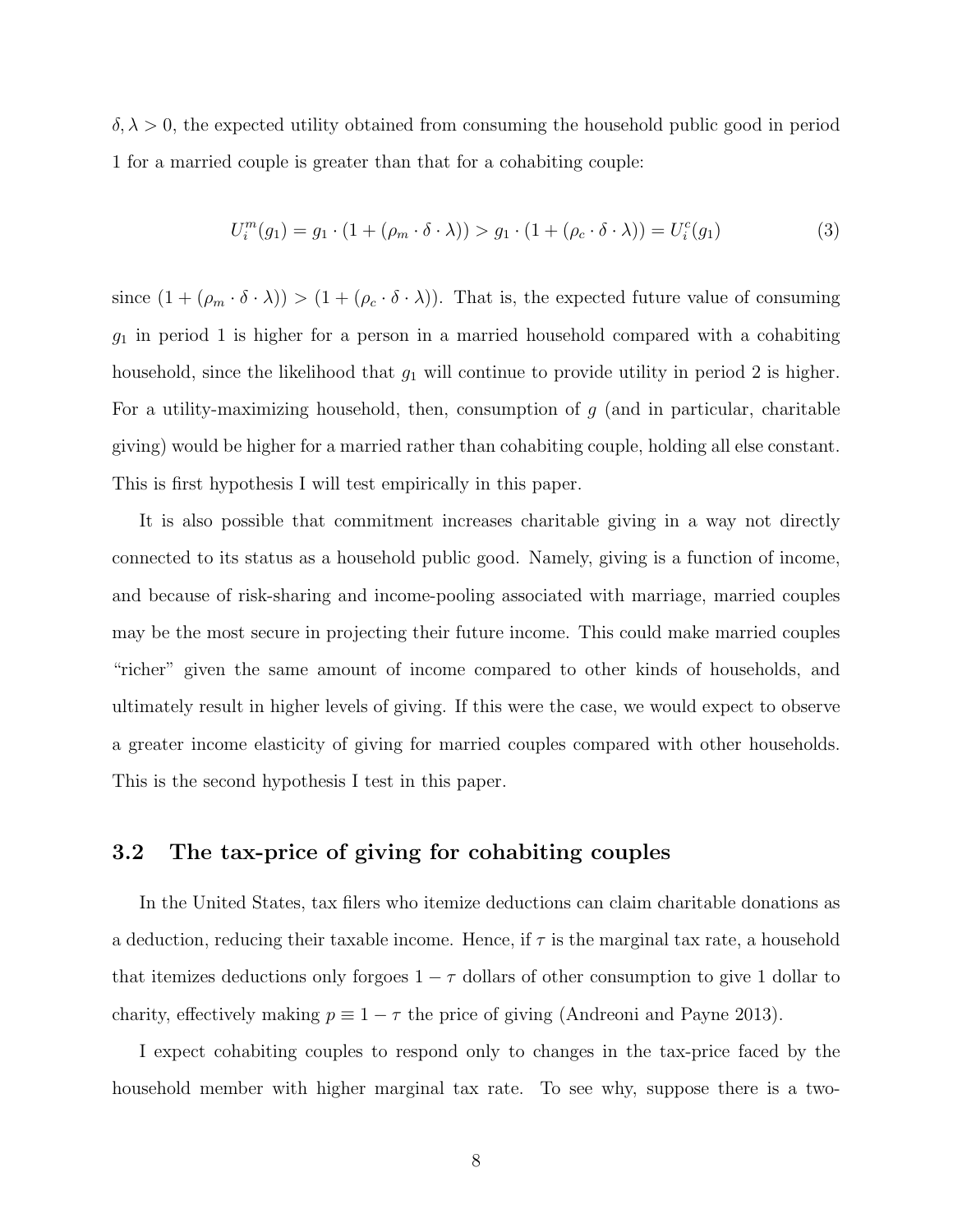$\delta, \lambda > 0$, the expected utility obtained from consuming the household public good in period 1 for a married couple is greater than that for a cohabiting couple:

$$U_i^m(g_1) = g_1 \cdot (1 + (\rho_m \cdot \delta \cdot \lambda)) > g_1 \cdot (1 + (\rho_c \cdot \delta \cdot \lambda)) = U_i^c(g_1) \tag{3}$$

since $(1 + (\rho_m \cdot \delta \cdot \lambda)) > (1 + (\rho_c \cdot \delta \cdot \lambda))$. That is, the expected future value of consuming $g_1$ in period 1 is higher for a person in a married household compared with a cohabiting household, since the likelihood that $g_1$ will continue to provide utility in period 2 is higher. For a utility-maximizing household, then, consumption of $g$ (and in particular, charitable giving) would be higher for a married rather than cohabiting couple, holding all else constant. This is first hypothesis I will test empirically in this paper.

It is also possible that commitment increases charitable giving in a way not directly connected to its status as a household public good. Namely, giving is a function of income, and because of risk-sharing and income-pooling associated with marriage, married couples may be the most secure in projecting their future income. This could make married couples "richer" given the same amount of income compared to other kinds of households, and ultimately result in higher levels of giving. If this were the case, we would expect to observe a greater income elasticity of giving for married couples compared with other households. This is the second hypothesis I test in this paper.

### 3.2 The tax-price of giving for cohabiting couples

In the United States, tax filers who itemize deductions can claim charitable donations as a deduction, reducing their taxable income. Hence, if $\tau$ is the marginal tax rate, a household that itemizes deductions only forgoes $1 - \tau$ dollars of other consumption to give 1 dollar to charity, effectively making $p \equiv 1 - \tau$ the price of giving (Andreoni and Payne 2013).

I expect cohabiting couples to respond only to changes in the tax-price faced by the household member with higher marginal tax rate. To see why, suppose there is a two-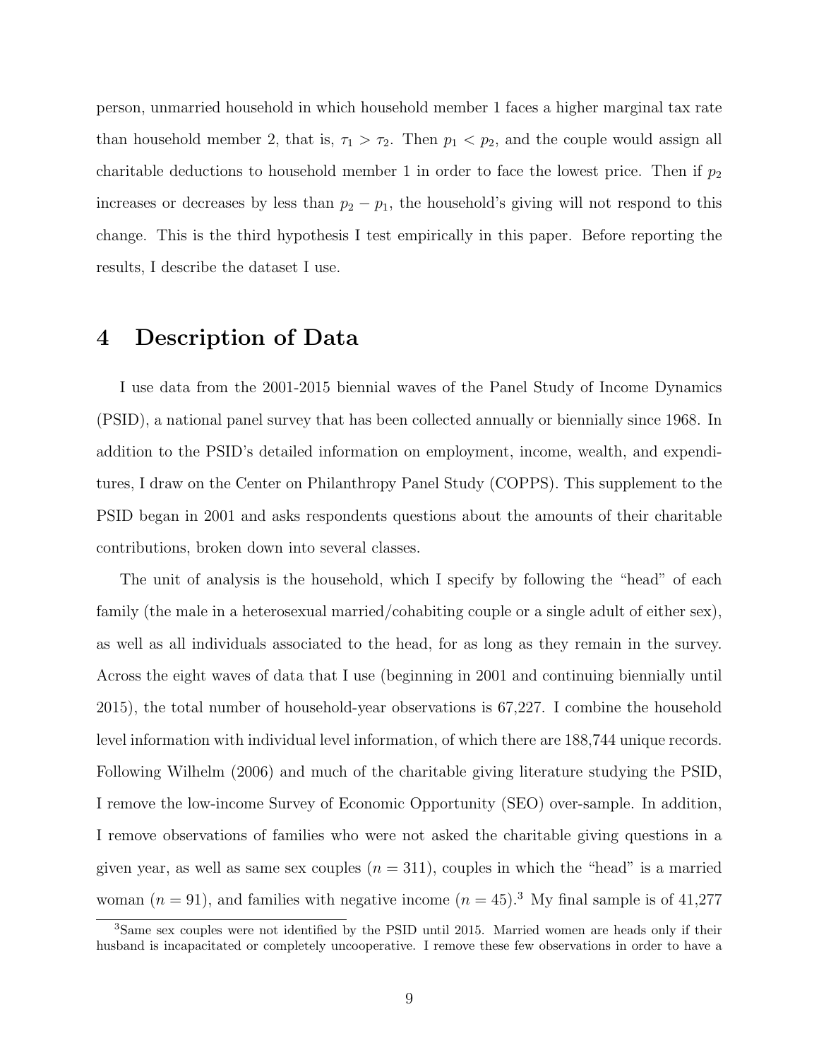person, unmarried household in which household member 1 faces a higher marginal tax rate than household member 2, that is, $\tau_1 > \tau_2$. Then $p_1 < p_2$, and the couple would assign all charitable deductions to household member 1 in order to face the lowest price. Then if $p_2$ increases or decreases by less than $p_2 - p_1$, the household's giving will not respond to this change. This is the third hypothesis I test empirically in this paper. Before reporting the results, I describe the dataset I use.

# 4 Description of Data

I use data from the 2001-2015 biennial waves of the Panel Study of Income Dynamics (PSID), a national panel survey that has been collected annually or biennially since 1968. In addition to the PSID's detailed information on employment, income, wealth, and expenditures, I draw on the Center on Philanthropy Panel Study (COPPS). This supplement to the PSID began in 2001 and asks respondents questions about the amounts of their charitable contributions, broken down into several classes.

The unit of analysis is the household, which I specify by following the "head" of each family (the male in a heterosexual married/cohabiting couple or a single adult of either sex), as well as all individuals associated to the head, for as long as they remain in the survey. Across the eight waves of data that I use (beginning in 2001 and continuing biennially until 2015), the total number of household-year observations is 67,227. I combine the household level information with individual level information, of which there are 188,744 unique records. Following Wilhelm (2006) and much of the charitable giving literature studying the PSID, I remove the low-income Survey of Economic Opportunity (SEO) over-sample. In addition, I remove observations of families who were not asked the charitable giving questions in a given year, as well as same sex couples ($n = 311$), couples in which the "head" is a married woman ($n = 91$), and families with negative income ($n = 45$).[3] My final sample is of 41,277

[3] Same sex couples were not identified by the PSID until 2015. Married women are heads only if their husband is incapacitated or completely uncooperative. I remove these few observations in order to have a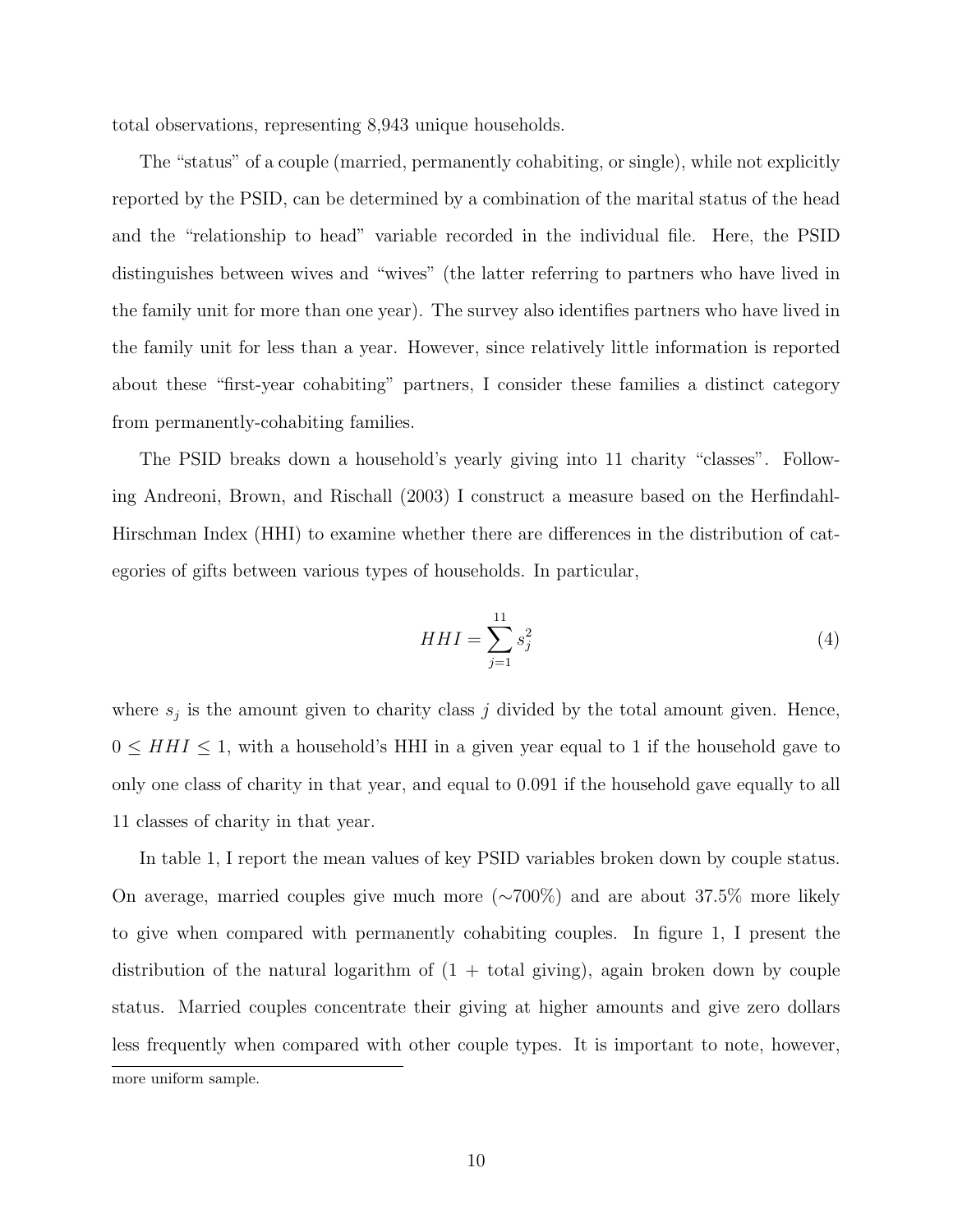total observations, representing 8,943 unique households.

The "status" of a couple (married, permanently cohabiting, or single), while not explicitly reported by the PSID, can be determined by a combination of the marital status of the head and the "relationship to head" variable recorded in the individual file. Here, the PSID distinguishes between wives and "wives" (the latter referring to partners who have lived in the family unit for more than one year). The survey also identifies partners who have lived in the family unit for less than a year. However, since relatively little information is reported about these "first-year cohabiting" partners, I consider these families a distinct category from permanently-cohabiting families.

The PSID breaks down a household's yearly giving into 11 charity "classes". Following Andreoni, Brown, and Rischall (2003) I construct a measure based on the Herfindahl-Hirschman Index (HHI) to examine whether there are differences in the distribution of categories of gifts between various types of households. In particular,

$$HHI = \sum_{j=1}^{11} s_j^2 \tag{4}$$

where $s_j$ is the amount given to charity class $j$ divided by the total amount given. Hence, $0 \leq HHI \leq 1$, with a household's HHI in a given year equal to 1 if the household gave to only one class of charity in that year, and equal to 0.091 if the household gave equally to all 11 classes of charity in that year.

In table 1, I report the mean values of key PSID variables broken down by couple status. On average, married couples give much more (∼700%) and are about 37.5% more likely to give when compared with permanently cohabiting couples. In figure 1, I present the distribution of the natural logarithm of (1 + total giving), again broken down by couple status. Married couples concentrate their giving at higher amounts and give zero dollars less frequently when compared with other couple types. It is important to note, however,

more uniform sample.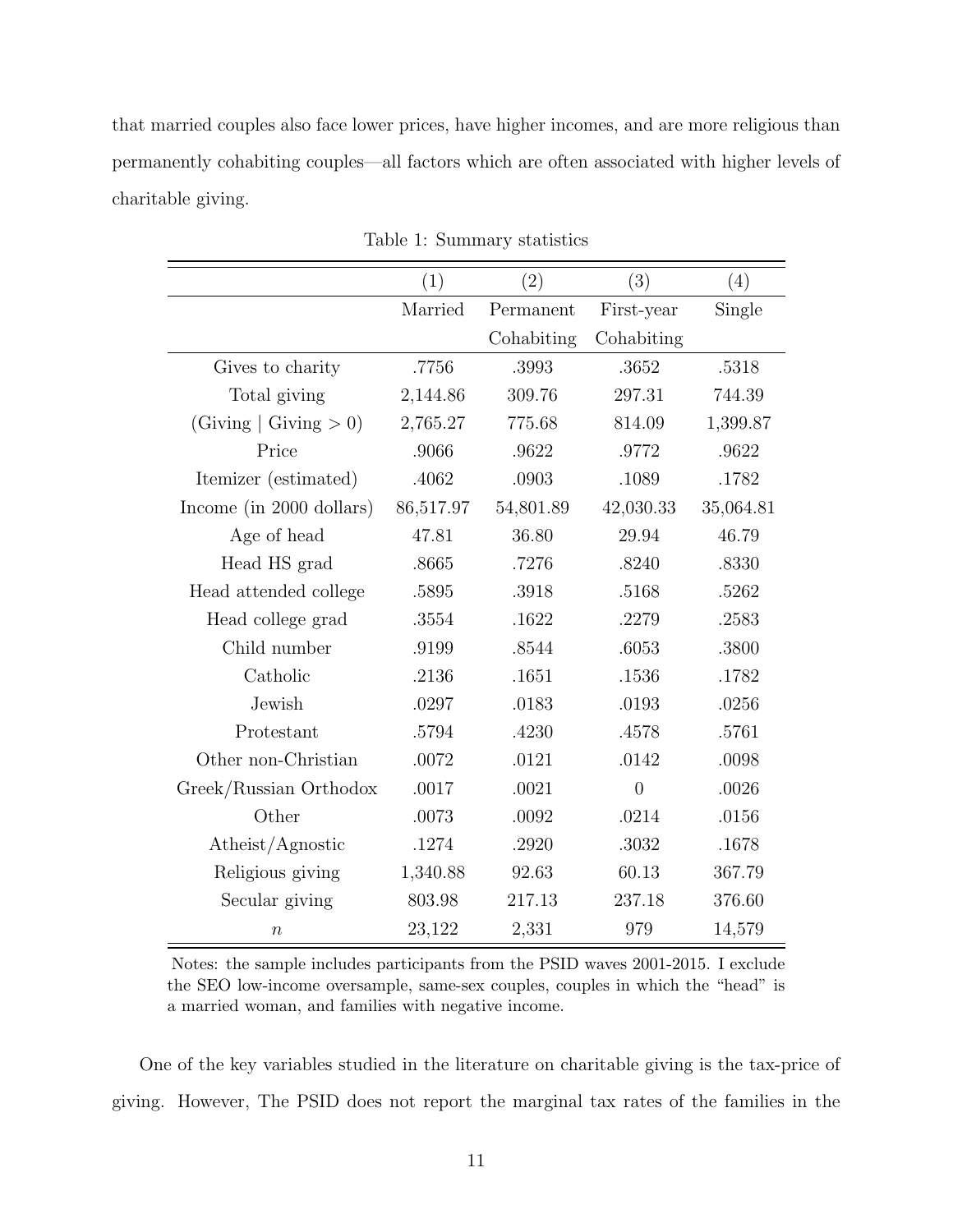that married couples also face lower prices, have higher incomes, and are more religious than permanently cohabiting couples—all factors which are often associated with higher levels of charitable giving.

Table 1: Summary statistics

| | (1) | (2) | (3) | (4) |
|---|---|---|---|---|
| | Married | Permanent Cohabiting | First-year Cohabiting | Single |
| Gives to charity | .7756 | .3993 | .3652 | .5318 |
| Total giving | 2,144.86 | 309.76 | 297.31 | 744.39 |
| (Giving \| Giving > 0) | 2,765.27 | 775.68 | 814.09 | 1,399.87 |
| Price | .9066 | .9622 | .9772 | .9622 |
| Itemizer (estimated) | .4062 | .0903 | .1089 | .1782 |
| Income (in 2000 dollars) | 86,517.97 | 54,801.89 | 42,030.33 | 35,064.81 |
| Age of head | 47.81 | 36.80 | 29.94 | 46.79 |
| Head HS grad | .8665 | .7276 | .8240 | .8330 |
| Head attended college | .5895 | .3918 | .5168 | .5262 |
| Head college grad | .3554 | .1622 | .2279 | .2583 |
| Child number | .9199 | .8544 | .6053 | .3800 |
| Catholic | .2136 | .1651 | .1536 | .1782 |
| Jewish | .0297 | .0183 | .0193 | .0256 |
| Protestant | .5794 | .4230 | .4578 | .5761 |
| Other non-Christian | .0072 | .0121 | .0142 | .0098 |
| Greek/Russian Orthodox | .0017 | .0021 | 0 | .0026 |
| Other | .0073 | .0092 | .0214 | .0156 |
| Atheist/Agnostic | .1274 | .2920 | .3032 | .1678 |
| Religious giving | 1,340.88 | 92.63 | 60.13 | 367.79 |
| Secular giving | 803.98 | 217.13 | 237.18 | 376.60 |
| $n$ | 23,122 | 2,331 | 979 | 14,579 |

Notes: the sample includes participants from the PSID waves 2001-2015. I exclude the SEO low-income oversample, same-sex couples, couples in which the "head" is a married woman, and families with negative income.

One of the key variables studied in the literature on charitable giving is the tax-price of giving. However, The PSID does not report the marginal tax rates of the families in the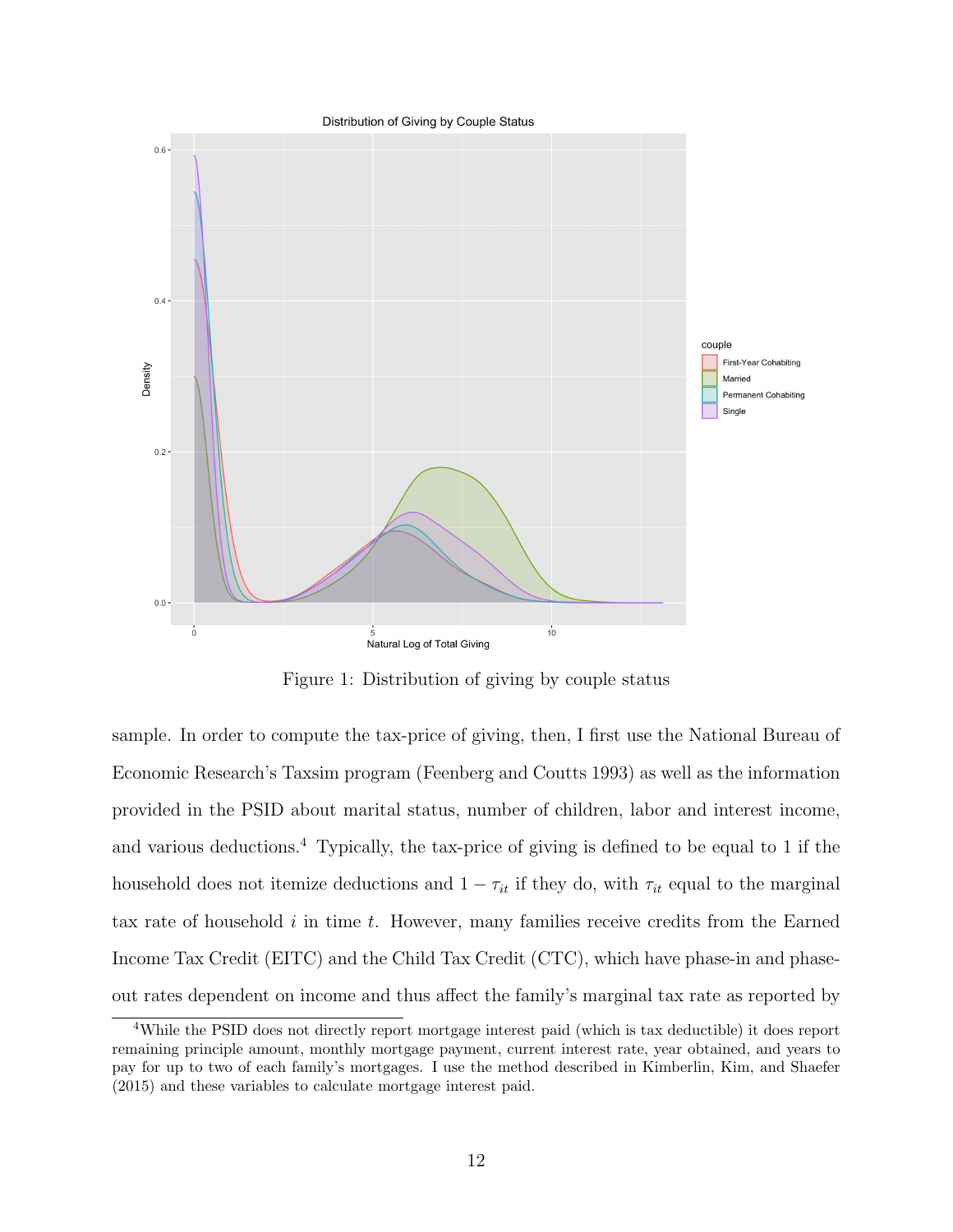Figure 1: Distribution of giving by couple status

sample. In order to compute the tax-price of giving, then, I first use the National Bureau of Economic Research's Taxsim program (Feenberg and Coutts 1993) as well as the information provided in the PSID about marital status, number of children, labor and interest income, and various deductions.[4] Typically, the tax-price of giving is defined to be equal to 1 if the household does not itemize deductions and $1 - \tau_{it}$ if they do, with $\tau_{it}$ equal to the marginal tax rate of household $i$ in time $t$. However, many families receive credits from the Earned Income Tax Credit (EITC) and the Child Tax Credit (CTC), which have phase-in and phase-out rates dependent on income and thus affect the family's marginal tax rate as reported by

[4] While the PSID does not directly report mortgage interest paid (which is tax deductible) it does report remaining principle amount, monthly mortgage payment, current interest rate, year obtained, and years to pay for up to two of each family's mortgages. I use the method described in Kimberlin, Kim, and Shaefer (2015) and these variables to calculate mortgage interest paid.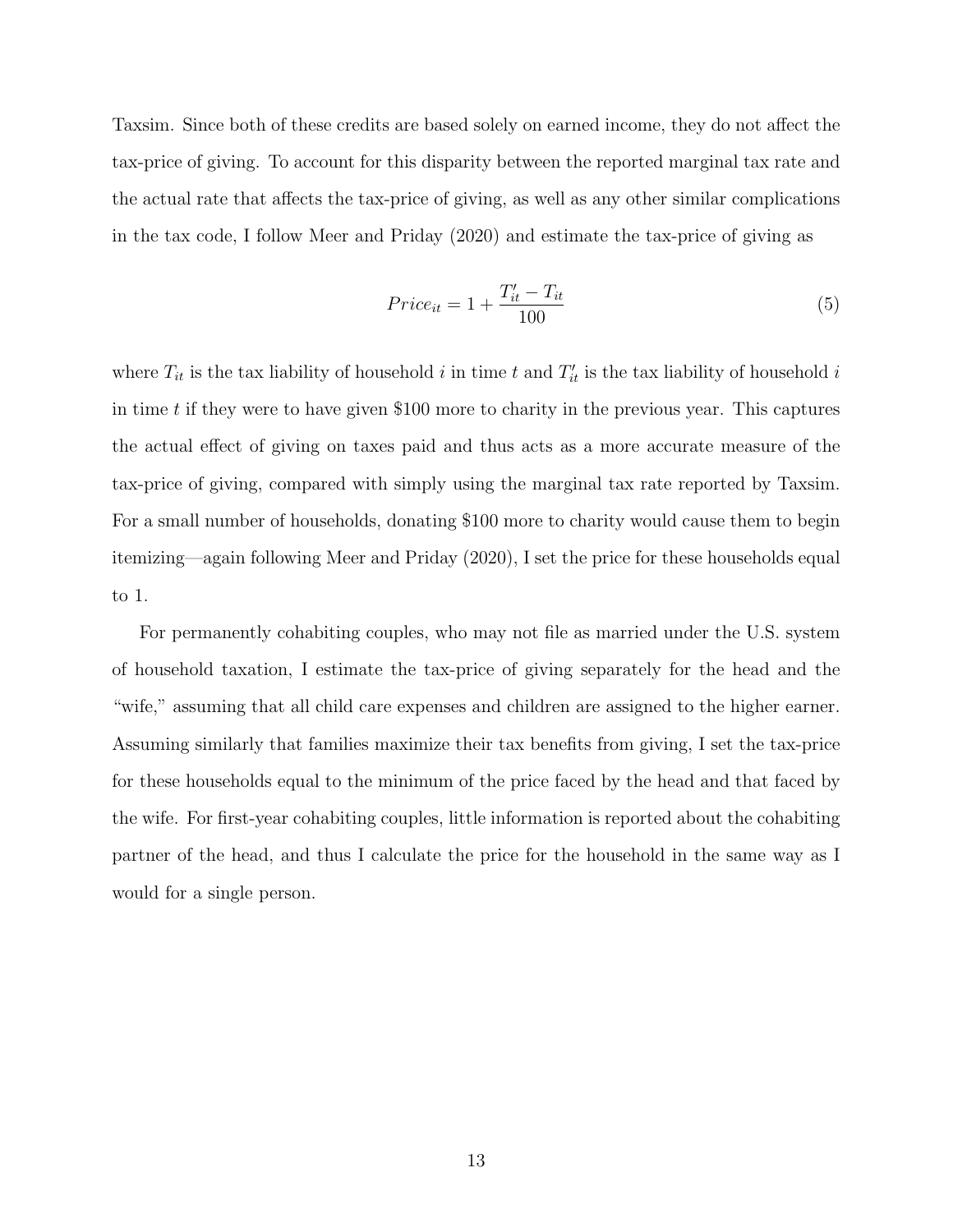Taxsim. Since both of these credits are based solely on earned income, they do not affect the tax-price of giving. To account for this disparity between the reported marginal tax rate and the actual rate that affects the tax-price of giving, as well as any other similar complications in the tax code, I follow Meer and Priday (2020) and estimate the tax-price of giving as

$$Price_{it} = 1 + \frac{T'_{it} - T_{it}}{100} \tag{5}$$

where $T_{it}$ is the tax liability of household $i$ in time $t$ and $T'_{it}$ is the tax liability of household $i$ in time $t$ if they were to have given \$100 more to charity in the previous year. This captures the actual effect of giving on taxes paid and thus acts as a more accurate measure of the tax-price of giving, compared with simply using the marginal tax rate reported by Taxsim. For a small number of households, donating \$100 more to charity would cause them to begin itemizing—again following Meer and Priday (2020), I set the price for these households equal to 1.

For permanently cohabiting couples, who may not file as married under the U.S. system of household taxation, I estimate the tax-price of giving separately for the head and the "wife," assuming that all child care expenses and children are assigned to the higher earner. Assuming similarly that families maximize their tax benefits from giving, I set the tax-price for these households equal to the minimum of the price faced by the head and that faced by the wife. For first-year cohabiting couples, little information is reported about the cohabiting partner of the head, and thus I calculate the price for the household in the same way as I would for a single person.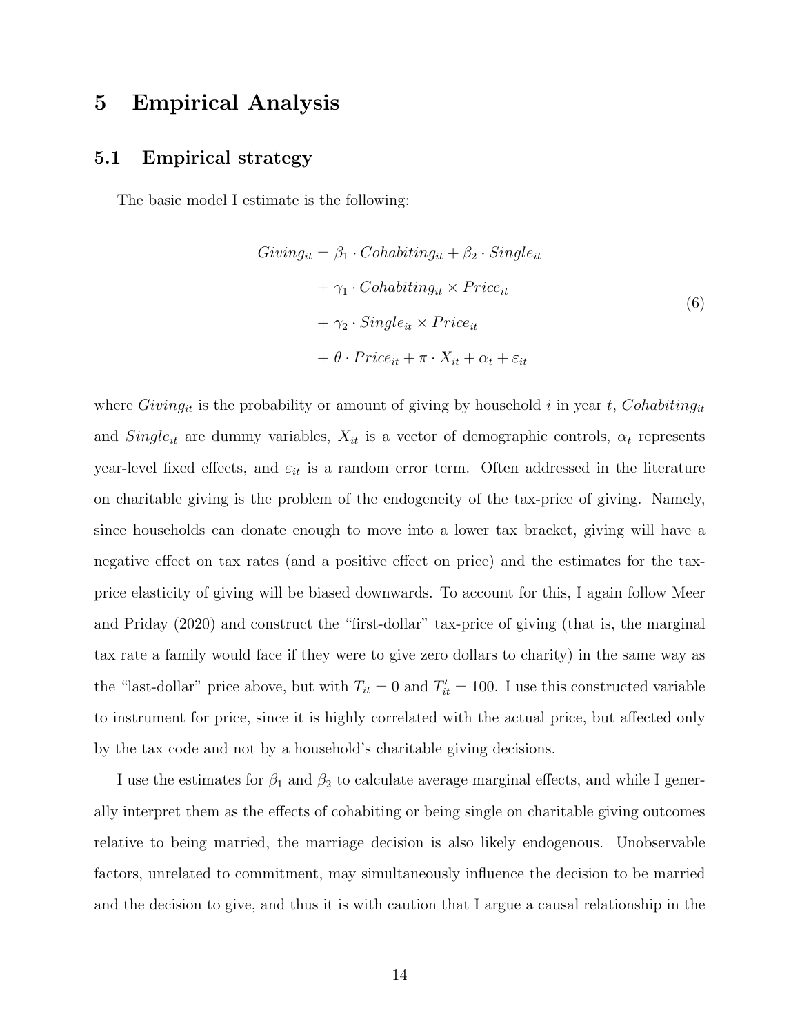# 5 Empirical Analysis

## 5.1 Empirical strategy

The basic model I estimate is the following:

$$
\begin{aligned}
Giving_{it} = {} & \beta_1 \cdot Cohabiting_{it} + \beta_2 \cdot Single_{it} \\
& + \gamma_1 \cdot Cohabiting_{it} \times Price_{it} \\
& + \gamma_2 \cdot Single_{it} \times Price_{it} \\
& + \theta \cdot Price_{it} + \pi \cdot X_{it} + \alpha_t + \varepsilon_{it}
\end{aligned}
\tag{6}
$$

where $Giving_{it}$ is the probability or amount of giving by household $i$ in year $t$, $Cohabiting_{it}$ and $Single_{it}$ are dummy variables, $X_{it}$ is a vector of demographic controls, $\alpha_t$ represents year-level fixed effects, and $\varepsilon_{it}$ is a random error term. Often addressed in the literature on charitable giving is the problem of the endogeneity of the tax-price of giving. Namely, since households can donate enough to move into a lower tax bracket, giving will have a negative effect on tax rates (and a positive effect on price) and the estimates for the tax-price elasticity of giving will be biased downwards. To account for this, I again follow Meer and Priday (2020) and construct the "first-dollar" tax-price of giving (that is, the marginal tax rate a family would face if they were to give zero dollars to charity) in the same way as the "last-dollar" price above, but with $T_{it} = 0$ and $T'_{it} = 100$. I use this constructed variable to instrument for price, since it is highly correlated with the actual price, but affected only by the tax code and not by a household's charitable giving decisions.

I use the estimates for $\beta_1$ and $\beta_2$ to calculate average marginal effects, and while I generally interpret them as the effects of cohabiting or being single on charitable giving outcomes relative to being married, the marriage decision is also likely endogenous. Unobservable factors, unrelated to commitment, may simultaneously influence the decision to be married and the decision to give, and thus it is with caution that I argue a causal relationship in the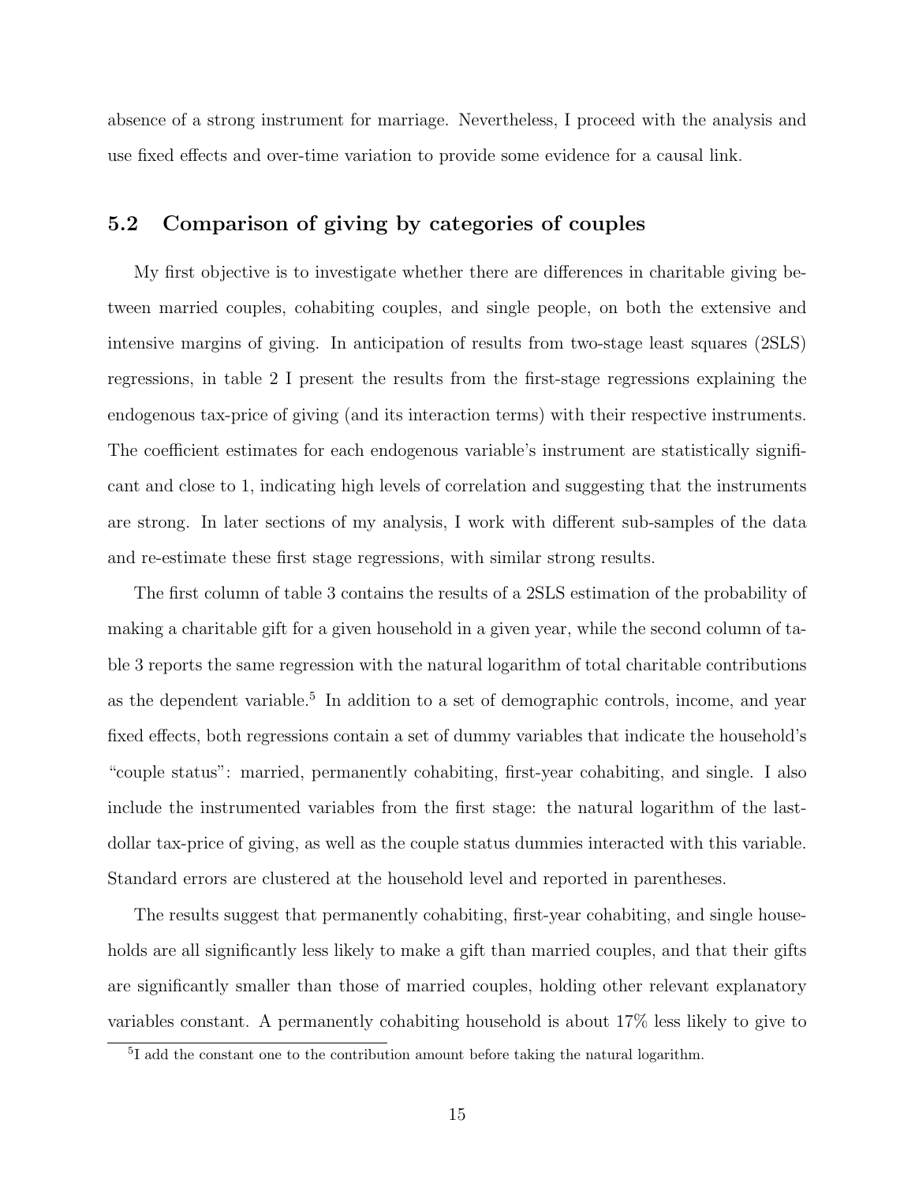absence of a strong instrument for marriage. Nevertheless, I proceed with the analysis and use fixed effects and over-time variation to provide some evidence for a causal link.

### 5.2 Comparison of giving by categories of couples

My first objective is to investigate whether there are differences in charitable giving between married couples, cohabiting couples, and single people, on both the extensive and intensive margins of giving. In anticipation of results from two-stage least squares (2SLS) regressions, in table 2 I present the results from the first-stage regressions explaining the endogenous tax-price of giving (and its interaction terms) with their respective instruments. The coefficient estimates for each endogenous variable's instrument are statistically significant and close to 1, indicating high levels of correlation and suggesting that the instruments are strong. In later sections of my analysis, I work with different sub-samples of the data and re-estimate these first stage regressions, with similar strong results.

The first column of table 3 contains the results of a 2SLS estimation of the probability of making a charitable gift for a given household in a given year, while the second column of table 3 reports the same regression with the natural logarithm of total charitable contributions as the dependent variable.[5] In addition to a set of demographic controls, income, and year fixed effects, both regressions contain a set of dummy variables that indicate the household's "couple status": married, permanently cohabiting, first-year cohabiting, and single. I also include the instrumented variables from the first stage: the natural logarithm of the last-dollar tax-price of giving, as well as the couple status dummies interacted with this variable. Standard errors are clustered at the household level and reported in parentheses.

The results suggest that permanently cohabiting, first-year cohabiting, and single households are all significantly less likely to make a gift than married couples, and that their gifts are significantly smaller than those of married couples, holding other relevant explanatory variables constant. A permanently cohabiting household is about 17% less likely to give to

[5] I add the constant one to the contribution amount before taking the natural logarithm.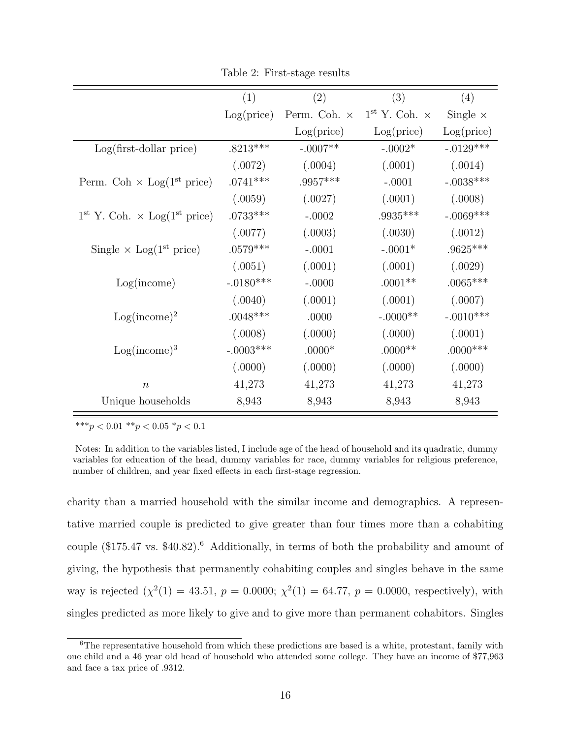Table 2: First-stage results

| | (1) | (2) | (3) | (4) |
|---|---|---|---|---|
| | Log(price) | Perm. Coh. × Log(price) | $1^{\text{st}}$ Y. Coh. × Log(price) | Single × Log(price) |
| Log(first-dollar price) | .8213*** | -.0007** | -.0002* | -.0129*** |
| | (.0072) | (.0004) | (.0001) | (.0014) |
| Perm. Coh × Log($1^{\text{st}}$ price) | .0741*** | .9957*** | -.0001 | -.0038*** |
| | (.0059) | (.0027) | (.0001) | (.0008) |
| $1^{\text{st}}$ Y. Coh. × Log($1^{\text{st}}$ price) | .0733*** | -.0002 | .9935*** | -.0069*** |
| | (.0077) | (.0003) | (.0030) | (.0012) |
| Single × Log($1^{\text{st}}$ price) | .0579*** | -.0001 | -.0001* | .9625*** |
| | (.0051) | (.0001) | (.0001) | (.0029) |
| Log(income) | -.0180*** | -.0000 | .0001** | .0065*** |
| | (.0040) | (.0001) | (.0001) | (.0007) |
| Log(income)$^2$ | .0048*** | .0000 | -.0000** | -.0010*** |
| | (.0008) | (.0000) | (.0000) | (.0001) |
| Log(income)$^3$ | -.0003*** | .0000* | .0000** | .0000*** |
| | (.0000) | (.0000) | (.0000) | (.0000) |
| $n$ | 41,273 | 41,273 | 41,273 | 41,273 |
| Unique households | 8,943 | 8,943 | 8,943 | 8,943 |

***$p < 0.01$ **$p < 0.05$ *$p < 0.1$

Notes: In addition to the variables listed, I include age of the head of household and its quadratic, dummy variables for education of the head, dummy variables for race, dummy variables for religious preference, number of children, and year fixed effects in each first-stage regression.

charity than a married household with the similar income and demographics. A representative married couple is predicted to give greater than four times more than a cohabiting couple ($175.47 vs. $40.82).[6] Additionally, in terms of both the probability and amount of giving, the hypothesis that permanently cohabiting couples and singles behave in the same way is rejected ($\chi^2(1) = 43.51$, $p = 0.0000$; $\chi^2(1) = 64.77$, $p = 0.0000$, respectively), with singles predicted as more likely to give and to give more than permanent cohabitors. Singles

[6] The representative household from which these predictions are based is a white, protestant, family with one child and a 46 year old head of household who attended some college. They have an income of $77,963 and face a tax price of .9312.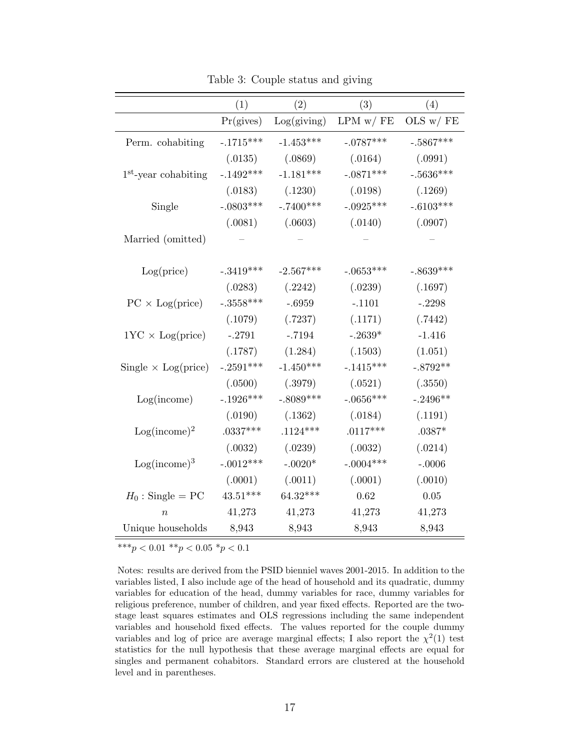Table 3: Couple status and giving

| | (1) | (2) | (3) | (4) |
|---|---|---|---|---|
| | Pr(gives) | Log(giving) | LPM w/ FE | OLS w/ FE |
| Perm. cohabiting | -.1715*** | -1.453*** | -.0787*** | -.5867*** |
| | (.0135) | (.0869) | (.0164) | (.0991) |
| 1st-year cohabiting | -.1492*** | -1.181*** | -.0871*** | -.5636*** |
| | (.0183) | (.1230) | (.0198) | (.1269) |
| Single | -.0803*** | -.7400*** | -.0925*** | -.6103*** |
| | (.0081) | (.0603) | (.0140) | (.0907) |
| Married (omitted) | – | – | – | – |
| | | | | |
| Log(price) | -.3419*** | -2.567*** | -.0653*** | -.8639*** |
| | (.0283) | (.2242) | (.0239) | (.1697) |
| PC × Log(price) | -.3558*** | -.6959 | -.1101 | -.2298 |
| | (.1079) | (.7237) | (.1171) | (.7442) |
| 1YC × Log(price) | -.2791 | -.7194 | -.2639* | -1.416 |
| | (.1787) | (1.284) | (.1503) | (1.051) |
| Single × Log(price) | -.2591*** | -1.450*** | -.1415*** | -.8792** |
| | (.0500) | (.3979) | (.0521) | (.3550) |
| Log(income) | -.1926*** | -.8089*** | -.0656*** | -.2496** |
| | (.0190) | (.1362) | (.0184) | (.1191) |
| Log(income)$^2$ | .0337*** | .1124*** | .0117*** | .0387* |
| | (.0032) | (.0239) | (.0032) | (.0214) |
| Log(income)$^3$ | -.0012*** | -.0020* | -.0004*** | -.0006 |
| | (.0001) | (.0011) | (.0001) | (.0010) |
| $H_0$ : Single = PC | 43.51*** | 64.32*** | 0.62 | 0.05 |
| $n$ | 41,273 | 41,273 | 41,273 | 41,273 |
| Unique households | 8,943 | 8,943 | 8,943 | 8,943 |

***$p < 0.01$ **$p < 0.05$ *$p < 0.1$

Notes: results are derived from the PSID bienniel waves 2001-2015. In addition to the variables listed, I also include age of the head of household and its quadratic, dummy variables for education of the head, dummy variables for race, dummy variables for religious preference, number of children, and year fixed effects. Reported are the two-stage least squares estimates and OLS regressions including the same independent variables and household fixed effects. The values reported for the couple dummy variables and log of price are average marginal effects; I also report the $\chi^2(1)$ test statistics for the null hypothesis that these average marginal effects are equal for singles and permanent cohabitors. Standard errors are clustered at the household level and in parentheses.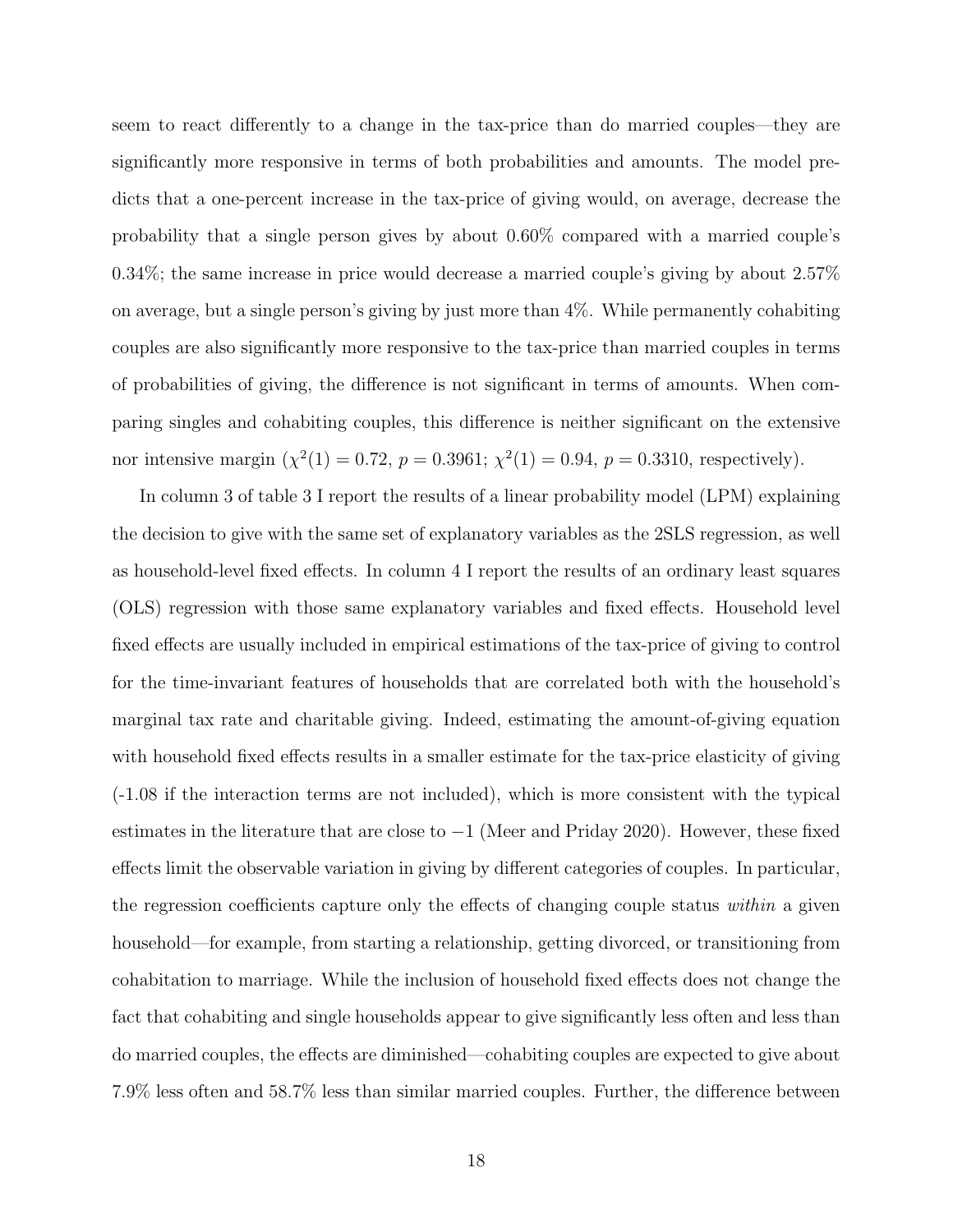seem to react differently to a change in the tax-price than do married couples—they are significantly more responsive in terms of both probabilities and amounts. The model predicts that a one-percent increase in the tax-price of giving would, on average, decrease the probability that a single person gives by about 0.60% compared with a married couple's 0.34%; the same increase in price would decrease a married couple's giving by about 2.57% on average, but a single person's giving by just more than 4%. While permanently cohabiting couples are also significantly more responsive to the tax-price than married couples in terms of probabilities of giving, the difference is not significant in terms of amounts. When comparing singles and cohabiting couples, this difference is neither significant on the extensive nor intensive margin ($\chi^2(1) = 0.72$, $p = 0.3961$; $\chi^2(1) = 0.94$, $p = 0.3310$, respectively).

In column 3 of table 3 I report the results of a linear probability model (LPM) explaining the decision to give with the same set of explanatory variables as the 2SLS regression, as well as household-level fixed effects. In column 4 I report the results of an ordinary least squares (OLS) regression with those same explanatory variables and fixed effects. Household level fixed effects are usually included in empirical estimations of the tax-price of giving to control for the time-invariant features of households that are correlated both with the household's marginal tax rate and charitable giving. Indeed, estimating the amount-of-giving equation with household fixed effects results in a smaller estimate for the tax-price elasticity of giving (-1.08 if the interaction terms are not included), which is more consistent with the typical estimates in the literature that are close to $-1$ (Meer and Priday 2020). However, these fixed effects limit the observable variation in giving by different categories of couples. In particular, the regression coefficients capture only the effects of changing couple status *within* a given household—for example, from starting a relationship, getting divorced, or transitioning from cohabitation to marriage. While the inclusion of household fixed effects does not change the fact that cohabiting and single households appear to give significantly less often and less than do married couples, the effects are diminished—cohabiting couples are expected to give about 7.9% less often and 58.7% less than similar married couples. Further, the difference between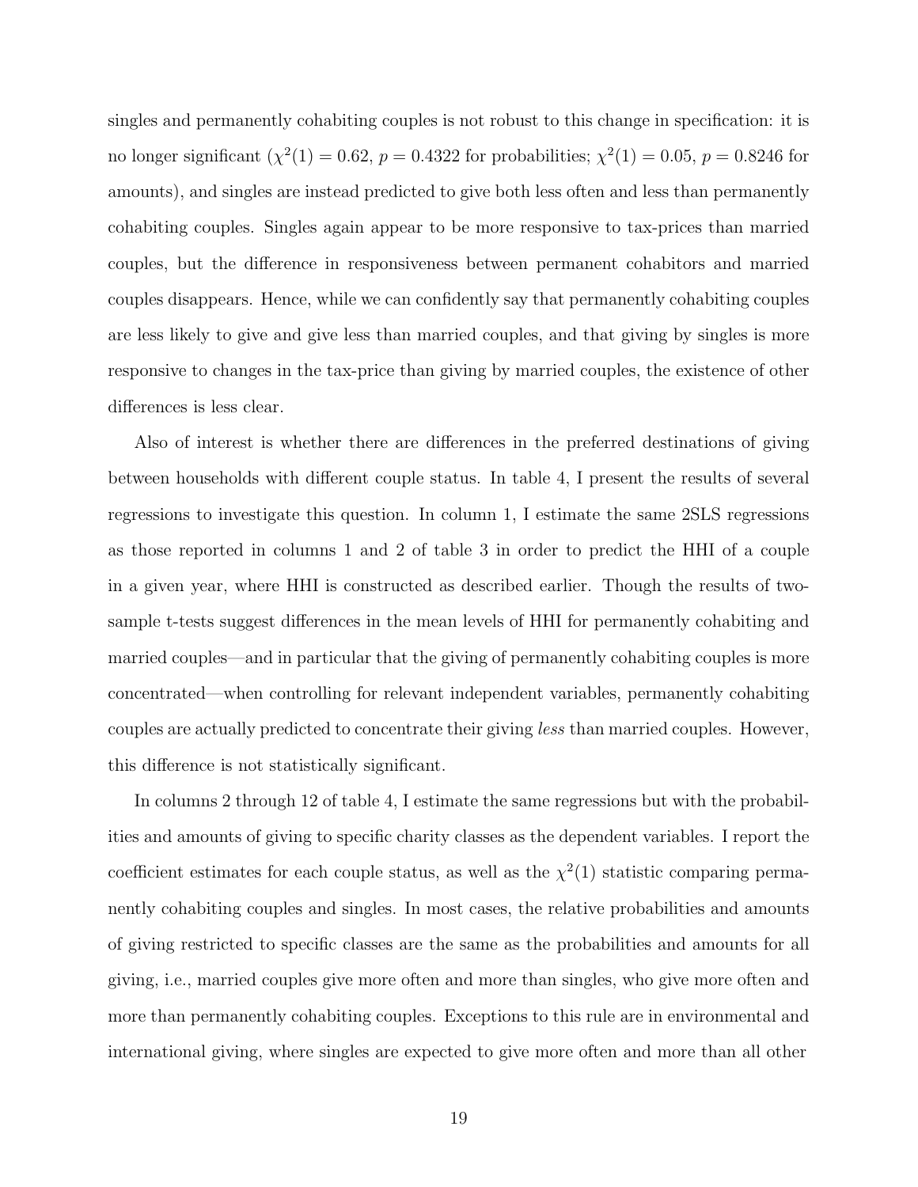singles and permanently cohabiting couples is not robust to this change in specification: it is no longer significant ($\chi^2(1) = 0.62$, $p = 0.4322$ for probabilities; $\chi^2(1) = 0.05$, $p = 0.8246$ for amounts), and singles are instead predicted to give both less often and less than permanently cohabiting couples. Singles again appear to be more responsive to tax-prices than married couples, but the difference in responsiveness between permanent cohabitors and married couples disappears. Hence, while we can confidently say that permanently cohabiting couples are less likely to give and give less than married couples, and that giving by singles is more responsive to changes in the tax-price than giving by married couples, the existence of other differences is less clear.

Also of interest is whether there are differences in the preferred destinations of giving between households with different couple status. In table 4, I present the results of several regressions to investigate this question. In column 1, I estimate the same 2SLS regressions as those reported in columns 1 and 2 of table 3 in order to predict the HHI of a couple in a given year, where HHI is constructed as described earlier. Though the results of two-sample t-tests suggest differences in the mean levels of HHI for permanently cohabiting and married couples—and in particular that the giving of permanently cohabiting couples is more concentrated—when controlling for relevant independent variables, permanently cohabiting couples are actually predicted to concentrate their giving *less* than married couples. However, this difference is not statistically significant.

In columns 2 through 12 of table 4, I estimate the same regressions but with the probabilities and amounts of giving to specific charity classes as the dependent variables. I report the coefficient estimates for each couple status, as well as the $\chi^2(1)$ statistic comparing permanently cohabiting couples and singles. In most cases, the relative probabilities and amounts of giving restricted to specific classes are the same as the probabilities and amounts for all giving, i.e., married couples give more often and more than singles, who give more often and more than permanently cohabiting couples. Exceptions to this rule are in environmental and international giving, where singles are expected to give more often and more than all other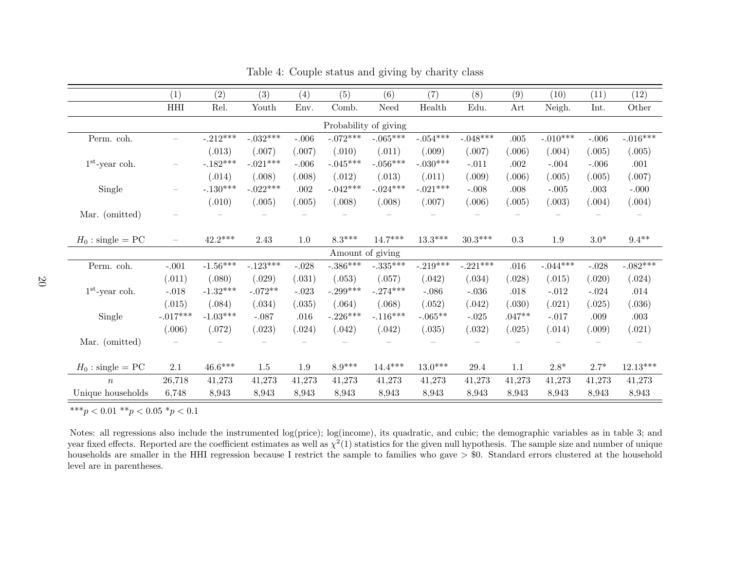Table 4: Couple status and giving by charity class

| | (1) | (2) | (3) | (4) | (5) | (6) | (7) | (8) | (9) | (10) | (11) | (12) |
|---|---|---|---|---|---|---|---|---|---|---|---|---|
| | HHI | Rel. | Youth | Env. | Comb. | Need | Health | Edu. | Art | Neigh. | Int. | Other |
| **Probability of giving** | | | | | | | | | | | | |
| Perm. coh. | – | -.212*** | -.032*** | -.006 | -.072*** | -.065*** | -.054*** | -.048*** | .005 | -.010*** | -.006 | -.016*** |
| | | (.013) | (.007) | (.007) | (.010) | (.011) | (.009) | (.007) | (.006) | (.004) | (.005) | (.005) |
| $1^{st}$-year coh. | – | -.182*** | -.021*** | -.006 | -.045*** | -.056*** | -.030*** | -.011 | .002 | -.004 | -.006 | .001 |
| | | (.014) | (.008) | (.008) | (.012) | (.013) | (.011) | (.009) | (.006) | (.005) | (.005) | (.007) |
| Single | – | -.130*** | -.022*** | .002 | -.042*** | -.024*** | -.021*** | -.008 | .008 | -.005 | .003 | -.000 |
| | | (.010) | (.005) | (.005) | (.008) | (.008) | (.007) | (.006) | (.005) | (.003) | (.004) | (.004) |
| Mar. (omitted) | – | – | – | – | – | – | – | – | – | – | – | – |
| $H_0$ : single = PC | – | 42.2*** | 2.43 | 1.0 | 8.3*** | 14.7*** | 13.3*** | 30.3*** | 0.3 | 1.9 | 3.0* | 9.4** |
| **Amount of giving** | | | | | | | | | | | | |
| Perm. coh. | -.001 | -1.56*** | -.123*** | -.028 | -.386*** | -.335*** | -.219*** | -.221*** | .016 | -.044*** | -.028 | -.082*** |
| | (.011) | (.080) | (.029) | (.031) | (.053) | (.057) | (.042) | (.034) | (.028) | (.015) | (.020) | (.024) |
| $1^{st}$-year coh. | -.018 | -1.32*** | -.072** | -.023 | -.299*** | -.274*** | -.086 | -.036 | .018 | -.012 | -.024 | .014 |
| | (.015) | (.084) | (.034) | (.035) | (.064) | (.068) | (.052) | (.042) | (.030) | (.021) | (.025) | (.036) |
| Single | -.017*** | -1.03*** | -.087 | .016 | -.226*** | -.116*** | -.065** | -.025 | .047** | -.017 | .009 | .003 |
| | (.006) | (.072) | (.023) | (.024) | (.042) | (.042) | (.035) | (.032) | (.025) | (.014) | (.009) | (.021) |
| Mar. (omitted) | – | – | – | – | – | – | – | – | – | – | – | – |
| $H_0$ : single = PC | 2.1 | 46.6*** | 1.5 | 1.9 | 8.9*** | 14.4*** | 13.0*** | 29.4 | 1.1 | 2.8* | 2.7* | 12.13*** |
| $n$ | 26,718 | 41,273 | 41,273 | 41,273 | 41,273 | 41,273 | 41,273 | 41,273 | 41,273 | 41,273 | 41,273 | 41,273 |
| Unique households | 6,748 | 8,943 | 8,943 | 8,943 | 8,943 | 8,943 | 8,943 | 8,943 | 8,943 | 8,943 | 8,943 | 8,943 |

***$p < 0.01$ **$p < 0.05$ *$p < 0.1$

Notes: all regressions also include the instrumented log(price); log(income), its quadratic, and cubic; the demographic variables as in table 3; and year fixed effects. Reported are the coefficient estimates as well as $\chi^2(1)$ statistics for the given null hypothesis. The sample size and number of unique households are smaller in the HHI regression because I restrict the sample to families who gave > \$0. Standard errors clustered at the household level are in parentheses.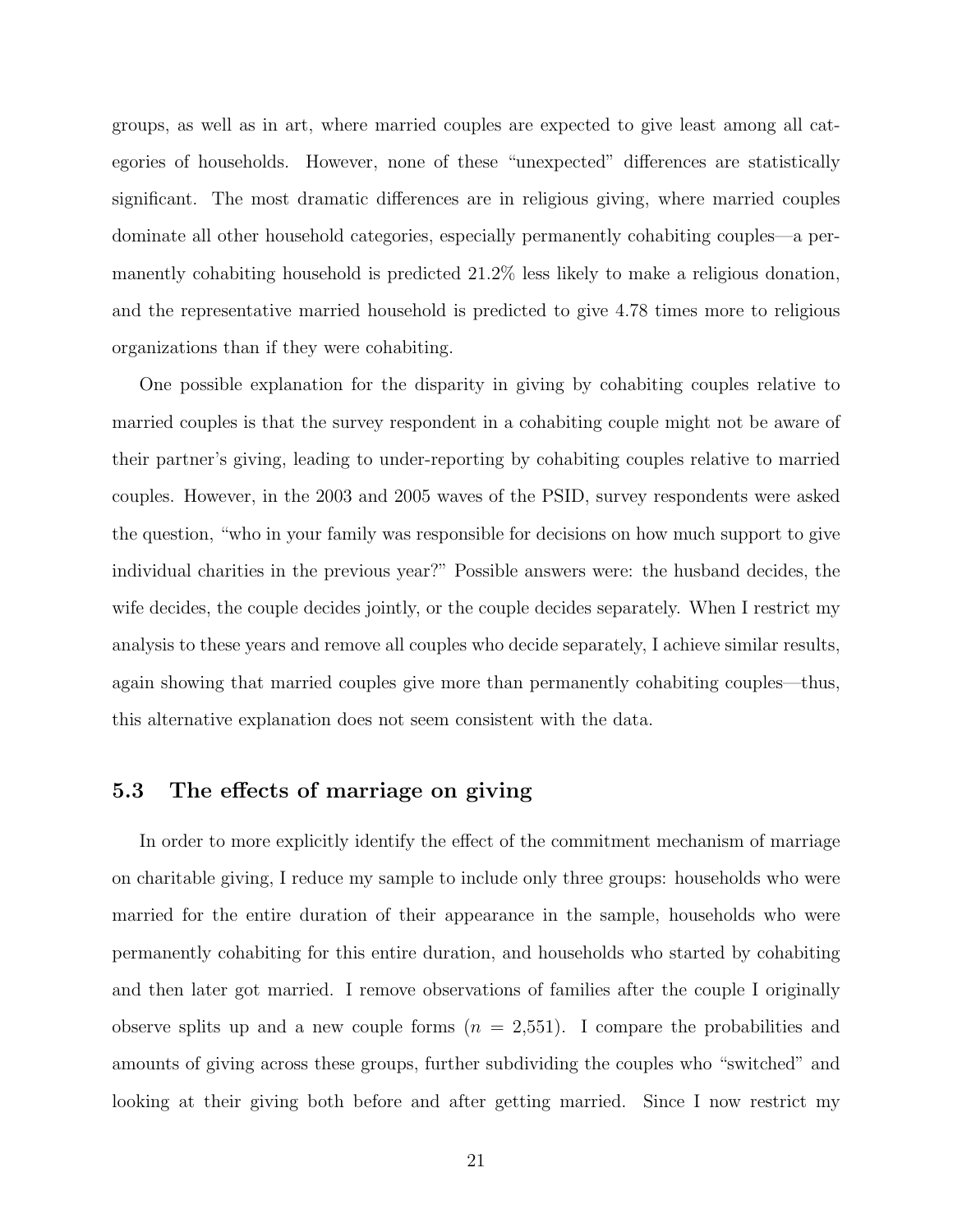groups, as well as in art, where married couples are expected to give least among all categories of households. However, none of these "unexpected" differences are statistically significant. The most dramatic differences are in religious giving, where married couples dominate all other household categories, especially permanently cohabiting couples—a permanently cohabiting household is predicted 21.2% less likely to make a religious donation, and the representative married household is predicted to give 4.78 times more to religious organizations than if they were cohabiting.

One possible explanation for the disparity in giving by cohabiting couples relative to married couples is that the survey respondent in a cohabiting couple might not be aware of their partner's giving, leading to under-reporting by cohabiting couples relative to married couples. However, in the 2003 and 2005 waves of the PSID, survey respondents were asked the question, "who in your family was responsible for decisions on how much support to give individual charities in the previous year?" Possible answers were: the husband decides, the wife decides, the couple decides jointly, or the couple decides separately. When I restrict my analysis to these years and remove all couples who decide separately, I achieve similar results, again showing that married couples give more than permanently cohabiting couples—thus, this alternative explanation does not seem consistent with the data.

### 5.3 The effects of marriage on giving

In order to more explicitly identify the effect of the commitment mechanism of marriage on charitable giving, I reduce my sample to include only three groups: households who were married for the entire duration of their appearance in the sample, households who were permanently cohabiting for this entire duration, and households who started by cohabiting and then later got married. I remove observations of families after the couple I originally observe splits up and a new couple forms ($n$ = 2,551). I compare the probabilities and amounts of giving across these groups, further subdividing the couples who "switched" and looking at their giving both before and after getting married. Since I now restrict my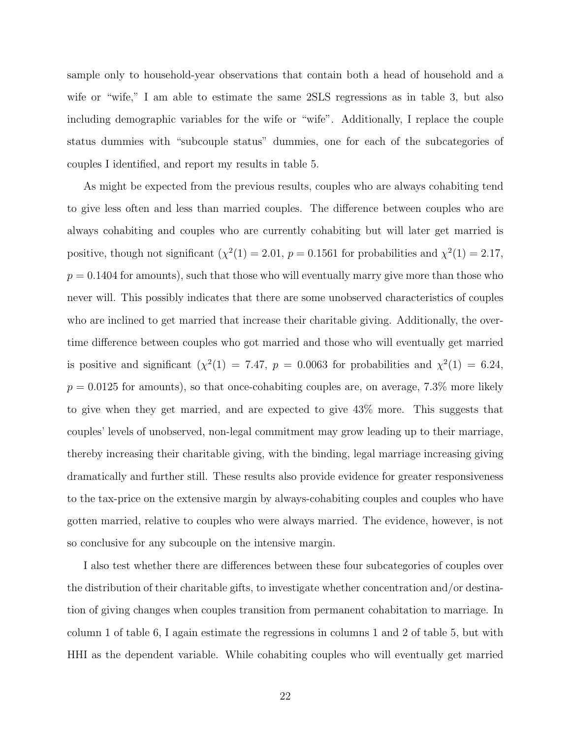sample only to household-year observations that contain both a head of household and a wife or "wife," I am able to estimate the same 2SLS regressions as in table 3, but also including demographic variables for the wife or "wife". Additionally, I replace the couple status dummies with "subcouple status" dummies, one for each of the subcategories of couples I identified, and report my results in table 5.

As might be expected from the previous results, couples who are always cohabiting tend to give less often and less than married couples. The difference between couples who are always cohabiting and couples who are currently cohabiting but will later get married is positive, though not significant ($\chi^2(1) = 2.01$, $p = 0.1561$ for probabilities and $\chi^2(1) = 2.17$, $p = 0.1404$ for amounts), such that those who will eventually marry give more than those who never will. This possibly indicates that there are some unobserved characteristics of couples who are inclined to get married that increase their charitable giving. Additionally, the over-time difference between couples who got married and those who will eventually get married is positive and significant ($\chi^2(1) = 7.47$, $p = 0.0063$ for probabilities and $\chi^2(1) = 6.24$, $p = 0.0125$ for amounts), so that once-cohabiting couples are, on average, 7.3% more likely to give when they get married, and are expected to give 43% more. This suggests that couples' levels of unobserved, non-legal commitment may grow leading up to their marriage, thereby increasing their charitable giving, with the binding, legal marriage increasing giving dramatically and further still. These results also provide evidence for greater responsiveness to the tax-price on the extensive margin by always-cohabiting couples and couples who have gotten married, relative to couples who were always married. The evidence, however, is not so conclusive for any subcouple on the intensive margin.

I also test whether there are differences between these four subcategories of couples over the distribution of their charitable gifts, to investigate whether concentration and/or destination of giving changes when couples transition from permanent cohabitation to marriage. In column 1 of table 6, I again estimate the regressions in columns 1 and 2 of table 5, but with HHI as the dependent variable. While cohabiting couples who will eventually get married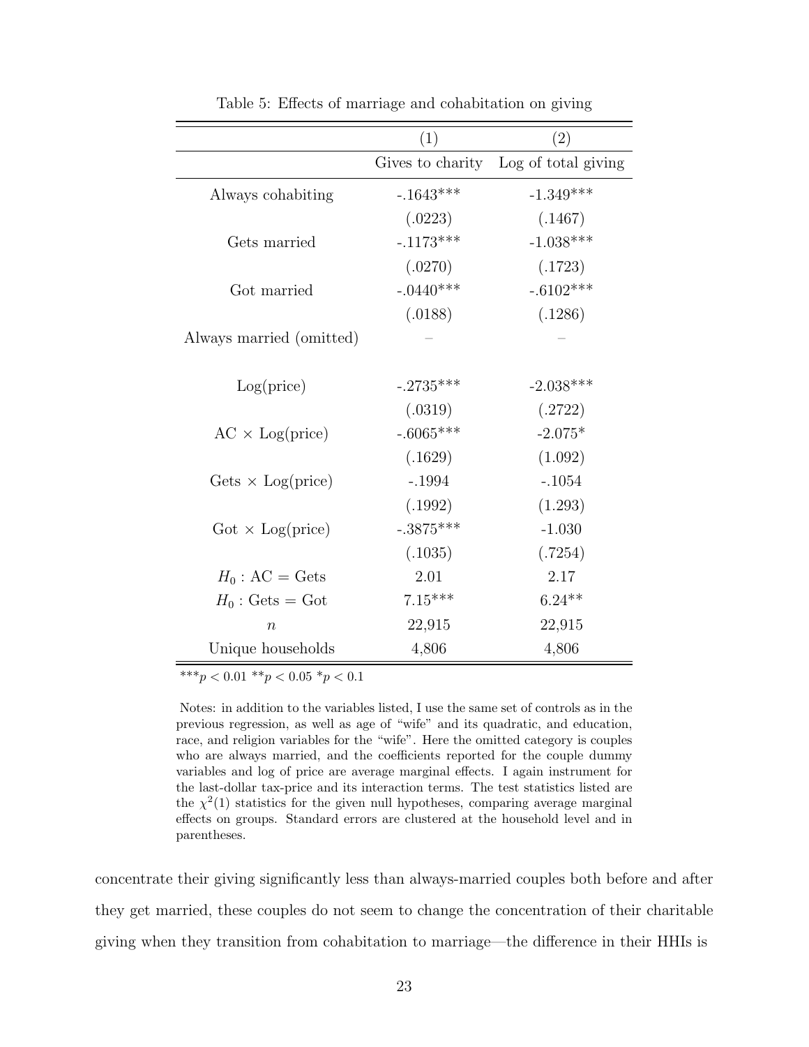Table 5: Effects of marriage and cohabitation on giving

| | (1) | (2) |
|---|---|---|
| | Gives to charity | Log of total giving |
| Always cohabiting | -.1643*** | -1.349*** |
| | (.0223) | (.1467) |
| Gets married | -.1173*** | -1.038*** |
| | (.0270) | (.1723) |
| Got married | -.0440*** | -.6102*** |
| | (.0188) | (.1286) |
| Always married (omitted) | – | – |
| | | |
| Log(price) | -.2735*** | -2.038*** |
| | (.0319) | (.2722) |
| AC × Log(price) | -.6065*** | -2.075* |
| | (.1629) | (1.092) |
| Gets × Log(price) | -.1994 | -.1054 |
| | (.1992) | (1.293) |
| Got × Log(price) | -.3875*** | -1.030 |
| | (.1035) | (.7254) |
| $H_0$ : AC = Gets | 2.01 | 2.17 |
| $H_0$ : Gets = Got | 7.15*** | 6.24** |
| $n$ | 22,915 | 22,915 |
| Unique households | 4,806 | 4,806 |

***$p < 0.01$ **$p < 0.05$ *$p < 0.1$

Notes: in addition to the variables listed, I use the same set of controls as in the previous regression, as well as age of "wife" and its quadratic, and education, race, and religion variables for the "wife". Here the omitted category is couples who are always married, and the coefficients reported for the couple dummy variables and log of price are average marginal effects. I again instrument for the last-dollar tax-price and its interaction terms. The test statistics listed are the $\chi^2(1)$ statistics for the given null hypotheses, comparing average marginal effects on groups. Standard errors are clustered at the household level and in parentheses.

concentrate their giving significantly less than always-married couples both before and after they get married, these couples do not seem to change the concentration of their charitable giving when they transition from cohabitation to marriage—the difference in their HHIs is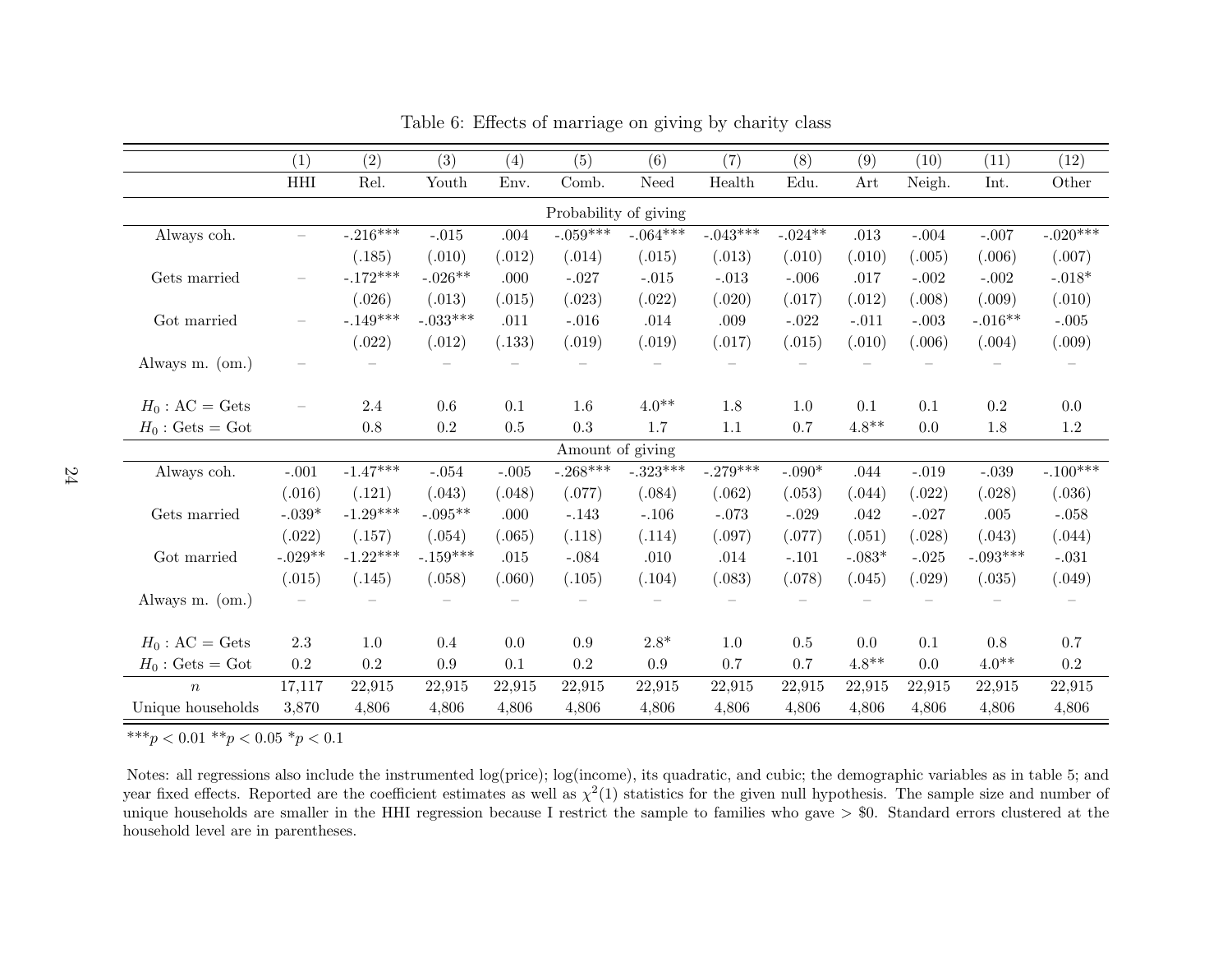Table 6: Effects of marriage on giving by charity class

| | (1) | (2) | (3) | (4) | (5) | (6) | (7) | (8) | (9) | (10) | (11) | (12) |
|---|---|---|---|---|---|---|---|---|---|---|---|---|
| | HHI | Rel. | Youth | Env. | Comb. | Need | Health | Edu. | Art | Neigh. | Int. | Other |
| | | | | | | Probability of giving | | | | | | |
| Always coh. | – | -.216*** | -.015 | .004 | -.059*** | -.064*** | -.043*** | -.024** | .013 | -.004 | -.007 | -.020*** |
| | | (.185) | (.010) | (.012) | (.014) | (.015) | (.013) | (.010) | (.010) | (.005) | (.006) | (.007) |
| Gets married | – | -.172*** | -.026** | .000 | -.027 | -.015 | -.013 | -.006 | .017 | -.002 | -.002 | -.018* |
| | | (.026) | (.013) | (.015) | (.023) | (.022) | (.020) | (.017) | (.012) | (.008) | (.009) | (.010) |
| Got married | – | -.149*** | -.033*** | .011 | -.016 | .014 | .009 | -.022 | -.011 | -.003 | -.016** | -.005 |
| | | (.022) | (.012) | (.133) | (.019) | (.019) | (.017) | (.015) | (.010) | (.006) | (.004) | (.009) |
| Always m. (om.) | – | – | – | – | – | – | – | – | – | – | – | – |
| $H_0$ : AC = Gets | – | 2.4 | 0.6 | 0.1 | 1.6 | 4.0** | 1.8 | 1.0 | 0.1 | 0.1 | 0.2 | 0.0 |
| $H_0$ : Gets = Got | | 0.8 | 0.2 | 0.5 | 0.3 | 1.7 | 1.1 | 0.7 | 4.8** | 0.0 | 1.8 | 1.2 |
| | | | | | | Amount of giving | | | | | | |
| Always coh. | -.001 | -1.47*** | -.054 | -.005 | -.268*** | -.323*** | -.279*** | -.090* | .044 | -.019 | -.039 | -.100*** |
| | (.016) | (.121) | (.043) | (.048) | (.077) | (.084) | (.062) | (.053) | (.044) | (.022) | (.028) | (.036) |
| Gets married | -.039* | -1.29*** | -.095** | .000 | -.143 | -.106 | -.073 | -.029 | .042 | -.027 | .005 | -.058 |
| | (.022) | (.157) | (.054) | (.065) | (.118) | (.114) | (.097) | (.077) | (.051) | (.028) | (.043) | (.044) |
| Got married | -.029** | -1.22*** | -.159*** | .015 | -.084 | .010 | .014 | -.101 | -.083* | -.025 | -.093*** | -.031 |
| | (.015) | (.145) | (.058) | (.060) | (.105) | (.104) | (.083) | (.078) | (.045) | (.029) | (.035) | (.049) |
| Always m. (om.) | – | – | – | – | – | – | – | – | – | – | – | – |
| $H_0$ : AC = Gets | 2.3 | 1.0 | 0.4 | 0.0 | 0.9 | 2.8* | 1.0 | 0.5 | 0.0 | 0.1 | 0.8 | 0.7 |
| $H_0$ : Gets = Got | 0.2 | 0.2 | 0.9 | 0.1 | 0.2 | 0.9 | 0.7 | 0.7 | 4.8** | 0.0 | 4.0** | 0.2 |
| $n$ | 17,117 | 22,915 | 22,915 | 22,915 | 22,915 | 22,915 | 22,915 | 22,915 | 22,915 | 22,915 | 22,915 | 22,915 |
| Unique households | 3,870 | 4,806 | 4,806 | 4,806 | 4,806 | 4,806 | 4,806 | 4,806 | 4,806 | 4,806 | 4,806 | 4,806 |

***$p < 0.01$ **$p < 0.05$ *$p < 0.1$

Notes: all regressions also include the instrumented log(price); log(income), its quadratic, and cubic; the demographic variables as in table 5; and year fixed effects. Reported are the coefficient estimates as well as $\chi^2(1)$ statistics for the given null hypothesis. The sample size and number of unique households are smaller in the HHI regression because I restrict the sample to families who gave > $0. Standard errors clustered at the household level are in parentheses.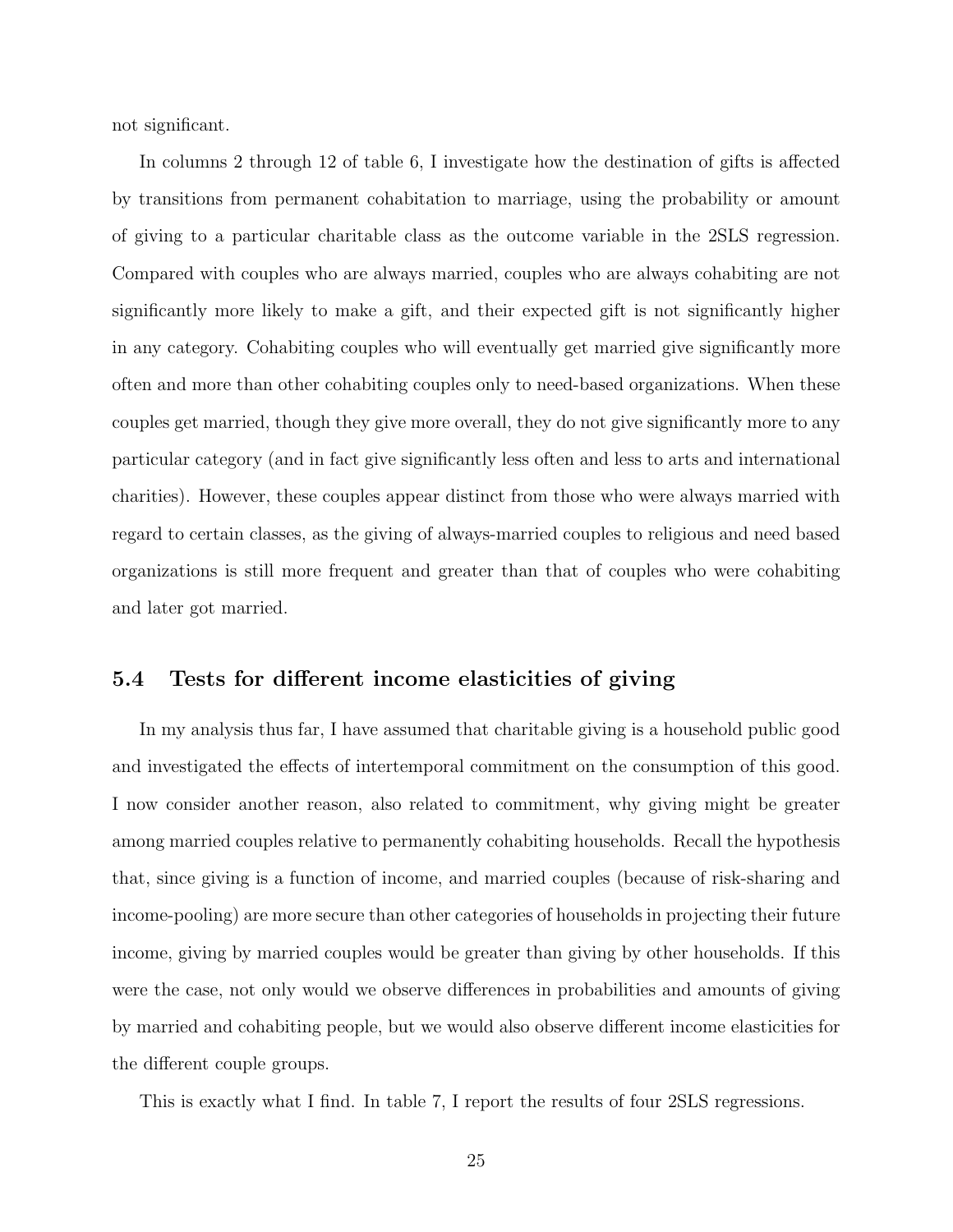not significant.

In columns 2 through 12 of table 6, I investigate how the destination of gifts is affected by transitions from permanent cohabitation to marriage, using the probability or amount of giving to a particular charitable class as the outcome variable in the 2SLS regression. Compared with couples who are always married, couples who are always cohabiting are not significantly more likely to make a gift, and their expected gift is not significantly higher in any category. Cohabiting couples who will eventually get married give significantly more often and more than other cohabiting couples only to need-based organizations. When these couples get married, though they give more overall, they do not give significantly more to any particular category (and in fact give significantly less often and less to arts and international charities). However, these couples appear distinct from those who were always married with regard to certain classes, as the giving of always-married couples to religious and need based organizations is still more frequent and greater than that of couples who were cohabiting and later got married.

### 5.4 Tests for different income elasticities of giving

In my analysis thus far, I have assumed that charitable giving is a household public good and investigated the effects of intertemporal commitment on the consumption of this good. I now consider another reason, also related to commitment, why giving might be greater among married couples relative to permanently cohabiting households. Recall the hypothesis that, since giving is a function of income, and married couples (because of risk-sharing and income-pooling) are more secure than other categories of households in projecting their future income, giving by married couples would be greater than giving by other households. If this were the case, not only would we observe differences in probabilities and amounts of giving by married and cohabiting people, but we would also observe different income elasticities for the different couple groups.

This is exactly what I find. In table 7, I report the results of four 2SLS regressions.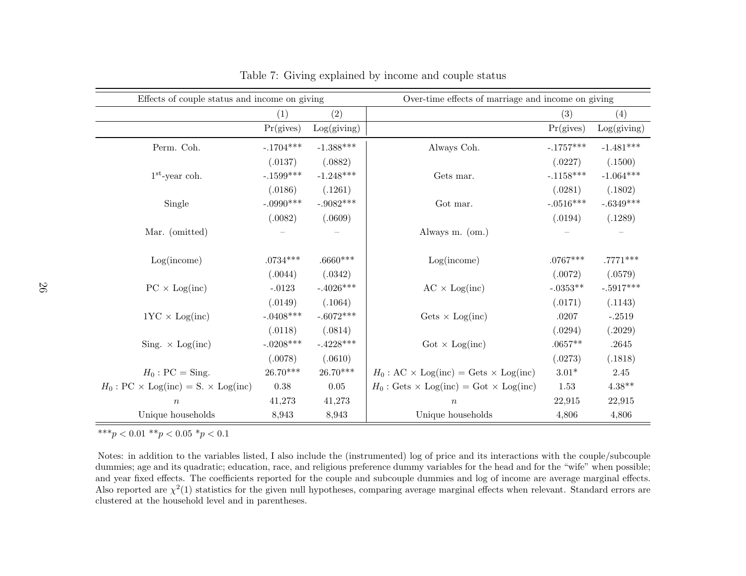Table 7: Giving explained by income and couple status

| Effects of couple status and income on giving | | | Over-time effects of marriage and income on giving | | |
|---|---|---|---|---|---|
| | (1) | (2) | | (3) | (4) |
| | Pr(gives) | Log(giving) | | Pr(gives) | Log(giving) |
| Perm. Coh. | -.1704*** | -1.388*** | Always Coh. | -.1757*** | -1.481*** |
| | (.0137) | (.0882) | | (.0227) | (.1500) |
| 1st-year coh. | -.1599*** | -1.248*** | Gets mar. | -.1158*** | -1.064*** |
| | (.0186) | (.1261) | | (.0281) | (.1802) |
| Single | -.0990*** | -.9082*** | Got mar. | -.0516*** | -.6349*** |
| | (.0082) | (.0609) | | (.0194) | (.1289) |
| Mar. (omitted) | – | – | Always m. (om.) | – | – |
| Log(income) | .0734*** | .6660*** | Log(income) | .0767*** | .7771*** |
| | (.0044) | (.0342) | | (.0072) | (.0579) |
| PC × Log(inc) | -.0123 | -.4026*** | AC × Log(inc) | -.0353** | -.5917*** |
| | (.0149) | (.1064) | | (.0171) | (.1143) |
| 1YC × Log(inc) | -.0408*** | -.6072*** | Gets × Log(inc) | .0207 | -.2519 |
| | (.0118) | (.0814) | | (.0294) | (.2029) |
| Sing. × Log(inc) | -.0208*** | -.4228*** | Got × Log(inc) | .0657** | .2645 |
| | (.0078) | (.0610) | | (.0273) | (.1818) |
| $H_0$ : PC = Sing. | 26.70*** | 26.70*** | $H_0$ : AC × Log(inc) = Gets × Log(inc) | 3.01* | 2.45 |
| $H_0$ : PC × Log(inc) = S. × Log(inc) | 0.38 | 0.05 | $H_0$ : Gets × Log(inc) = Got × Log(inc) | 1.53 | 4.38** |
| $n$ | 41,273 | 41,273 | $n$ | 22,915 | 22,915 |
| Unique households | 8,943 | 8,943 | Unique households | 4,806 | 4,806 |

***$p < 0.01$ **$p < 0.05$ *$p < 0.1$

Notes: in addition to the variables listed, I also include the (instrumented) log of price and its interactions with the couple/subcouple dummies; age and its quadratic; education, race, and religious preference dummy variables for the head and for the "wife" when possible; and year fixed effects. The coefficients reported for the couple and subcouple dummies and log of income are average marginal effects. Also reported are $\chi^2(1)$ statistics for the given null hypotheses, comparing average marginal effects when relevant. Standard errors are clustered at the household level and in parentheses.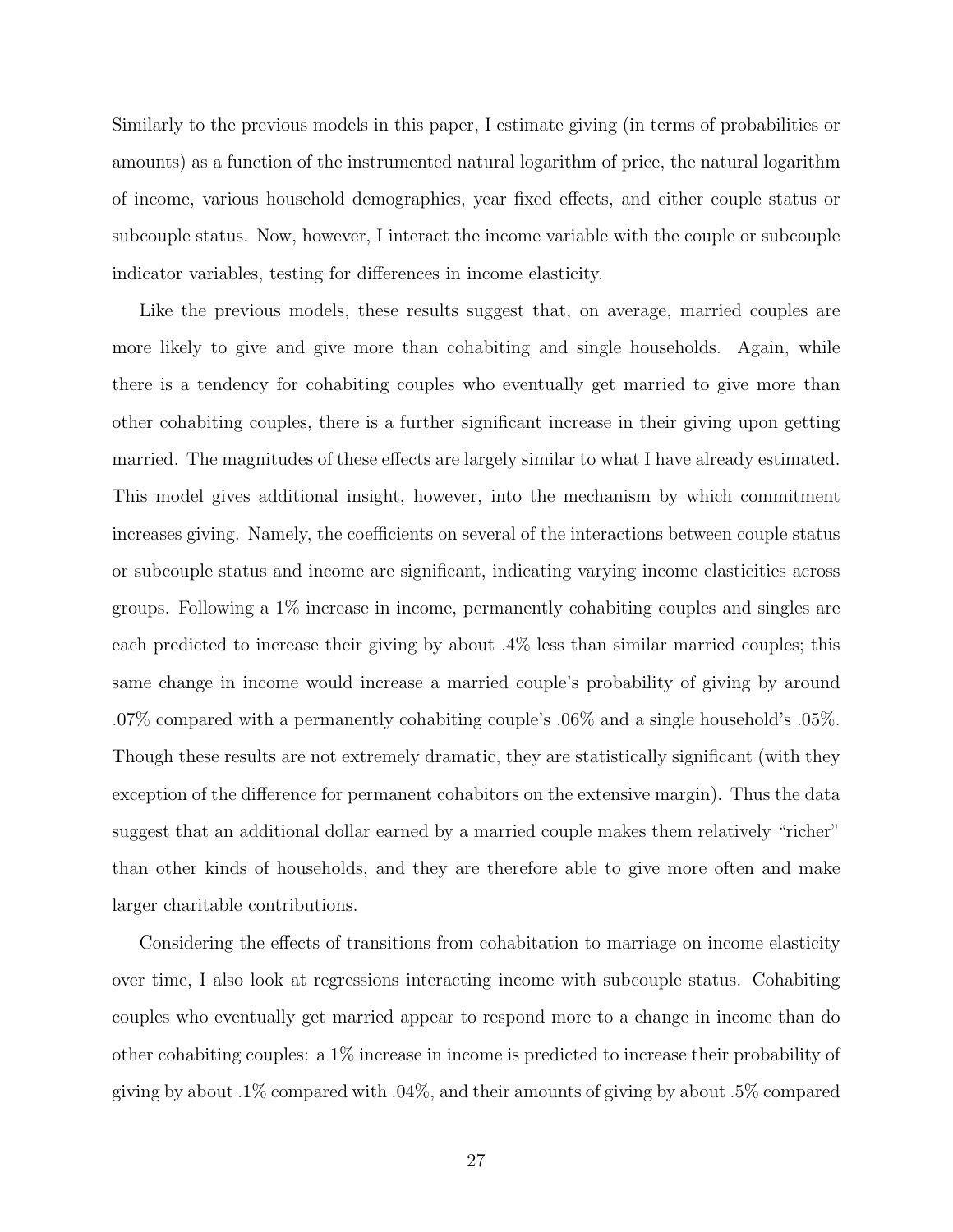Similarly to the previous models in this paper, I estimate giving (in terms of probabilities or amounts) as a function of the instrumented natural logarithm of price, the natural logarithm of income, various household demographics, year fixed effects, and either couple status or subcouple status. Now, however, I interact the income variable with the couple or subcouple indicator variables, testing for differences in income elasticity.

Like the previous models, these results suggest that, on average, married couples are more likely to give and give more than cohabiting and single households. Again, while there is a tendency for cohabiting couples who eventually get married to give more than other cohabiting couples, there is a further significant increase in their giving upon getting married. The magnitudes of these effects are largely similar to what I have already estimated. This model gives additional insight, however, into the mechanism by which commitment increases giving. Namely, the coefficients on several of the interactions between couple status or subcouple status and income are significant, indicating varying income elasticities across groups. Following a 1% increase in income, permanently cohabiting couples and singles are each predicted to increase their giving by about .4% less than similar married couples; this same change in income would increase a married couple's probability of giving by around .07% compared with a permanently cohabiting couple's .06% and a single household's .05%. Though these results are not extremely dramatic, they are statistically significant (with they exception of the difference for permanent cohabitors on the extensive margin). Thus the data suggest that an additional dollar earned by a married couple makes them relatively "richer" than other kinds of households, and they are therefore able to give more often and make larger charitable contributions.

Considering the effects of transitions from cohabitation to marriage on income elasticity over time, I also look at regressions interacting income with subcouple status. Cohabiting couples who eventually get married appear to respond more to a change in income than do other cohabiting couples: a 1% increase in income is predicted to increase their probability of giving by about .1% compared with .04%, and their amounts of giving by about .5% compared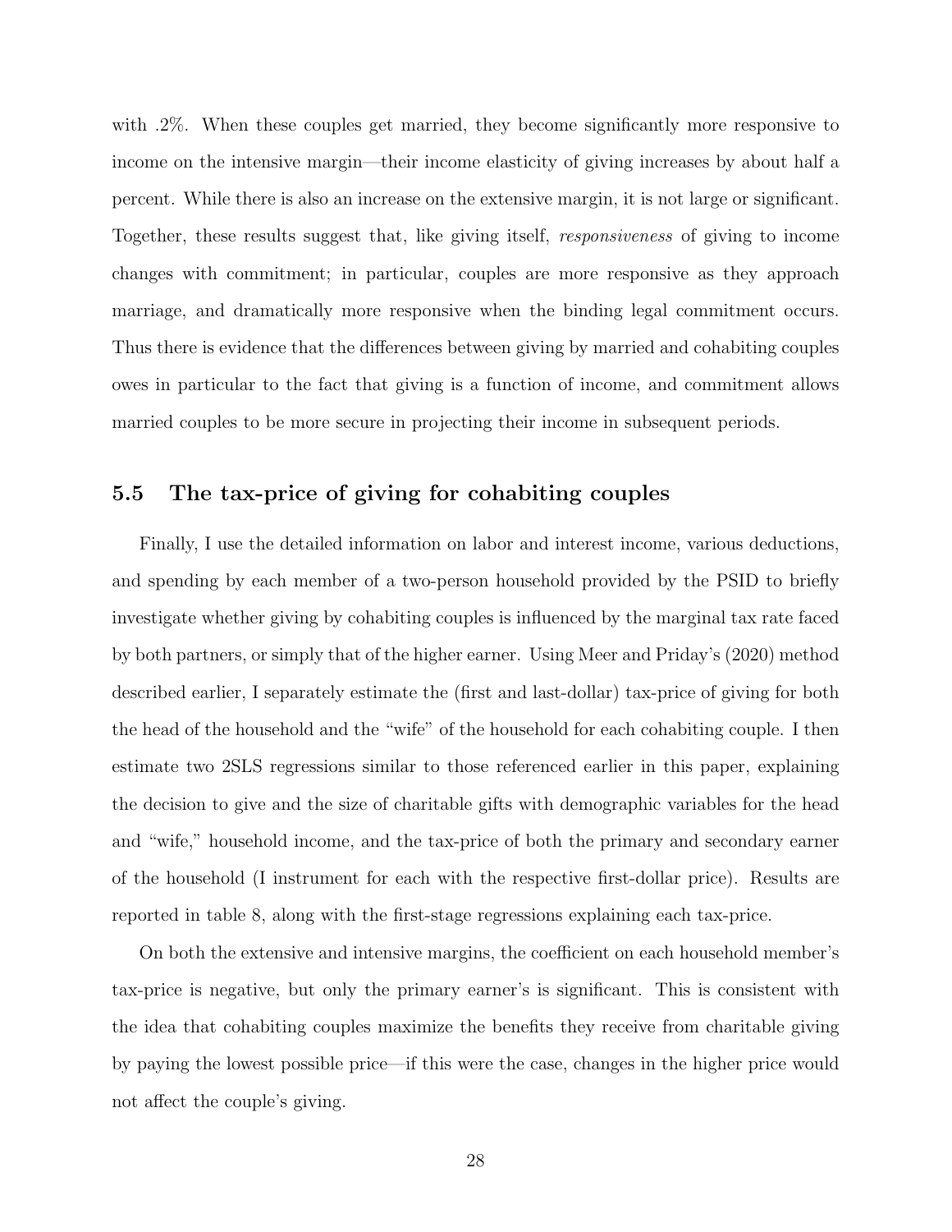with .2%. When these couples get married, they become significantly more responsive to income on the intensive margin—their income elasticity of giving increases by about half a percent. While there is also an increase on the extensive margin, it is not large or significant. Together, these results suggest that, like giving itself, *responsiveness* of giving to income changes with commitment; in particular, couples are more responsive as they approach marriage, and dramatically more responsive when the binding legal commitment occurs. Thus there is evidence that the differences between giving by married and cohabiting couples owes in particular to the fact that giving is a function of income, and commitment allows married couples to be more secure in projecting their income in subsequent periods.

### 5.5 The tax-price of giving for cohabiting couples

Finally, I use the detailed information on labor and interest income, various deductions, and spending by each member of a two-person household provided by the PSID to briefly investigate whether giving by cohabiting couples is influenced by the marginal tax rate faced by both partners, or simply that of the higher earner. Using Meer and Priday's (2020) method described earlier, I separately estimate the (first and last-dollar) tax-price of giving for both the head of the household and the "wife" of the household for each cohabiting couple. I then estimate two 2SLS regressions similar to those referenced earlier in this paper, explaining the decision to give and the size of charitable gifts with demographic variables for the head and "wife," household income, and the tax-price of both the primary and secondary earner of the household (I instrument for each with the respective first-dollar price). Results are reported in table 8, along with the first-stage regressions explaining each tax-price.

On both the extensive and intensive margins, the coefficient on each household member's tax-price is negative, but only the primary earner's is significant. This is consistent with the idea that cohabiting couples maximize the benefits they receive from charitable giving by paying the lowest possible price—if this were the case, changes in the higher price would not affect the couple's giving.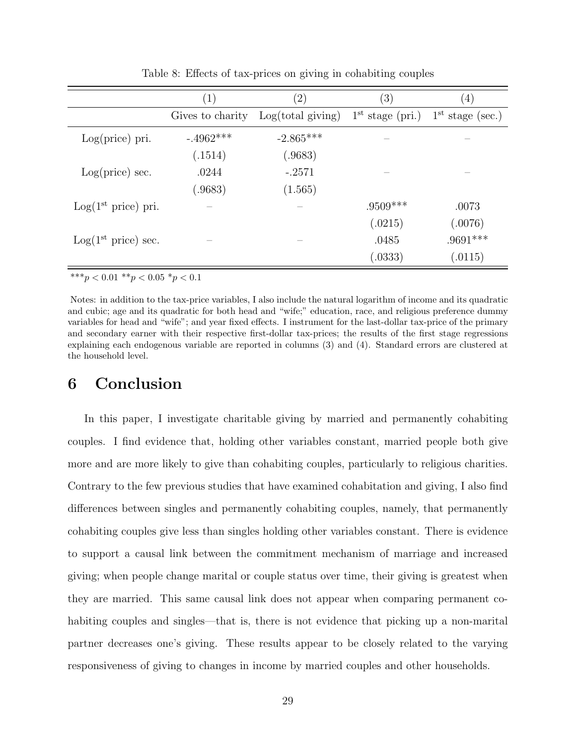Table 8: Effects of tax-prices on giving in cohabiting couples

| | (1) | (2) | (3) | (4) |
|---|---|---|---|---|
| | Gives to charity | Log(total giving) | 1st stage (pri.) | 1st stage (sec.) |
| Log(price) pri. | -.4962*** | -2.865*** | – | – |
| | (.1514) | (.9683) | | |
| Log(price) sec. | .0244 | -.2571 | – | – |
| | (.9683) | (1.565) | | |
| Log(1st price) pri. | – | – | .9509*** | .0073 |
| | | | (.0215) | (.0076) |
| Log(1st price) sec. | – | – | .0485 | .9691*** |
| | | | (.0333) | (.0115) |

***$p < 0.01$ **$p < 0.05$ *$p < 0.1$

Notes: in addition to the tax-price variables, I also include the natural logarithm of income and its quadratic and cubic; age and its quadratic for both head and "wife;" education, race, and religious preference dummy variables for head and "wife"; and year fixed effects. I instrument for the last-dollar tax-price of the primary and secondary earner with their respective first-dollar tax-prices; the results of the first stage regressions explaining each endogenous variable are reported in columns (3) and (4). Standard errors are clustered at the household level.

# 6 Conclusion

In this paper, I investigate charitable giving by married and permanently cohabiting couples. I find evidence that, holding other variables constant, married people both give more and are more likely to give than cohabiting couples, particularly to religious charities. Contrary to the few previous studies that have examined cohabitation and giving, I also find differences between singles and permanently cohabiting couples, namely, that permanently cohabiting couples give less than singles holding other variables constant. There is evidence to support a causal link between the commitment mechanism of marriage and increased giving; when people change marital or couple status over time, their giving is greatest when they are married. This same causal link does not appear when comparing permanent cohabiting couples and singles—that is, there is not evidence that picking up a non-marital partner decreases one's giving. These results appear to be closely related to the varying responsiveness of giving to changes in income by married couples and other households.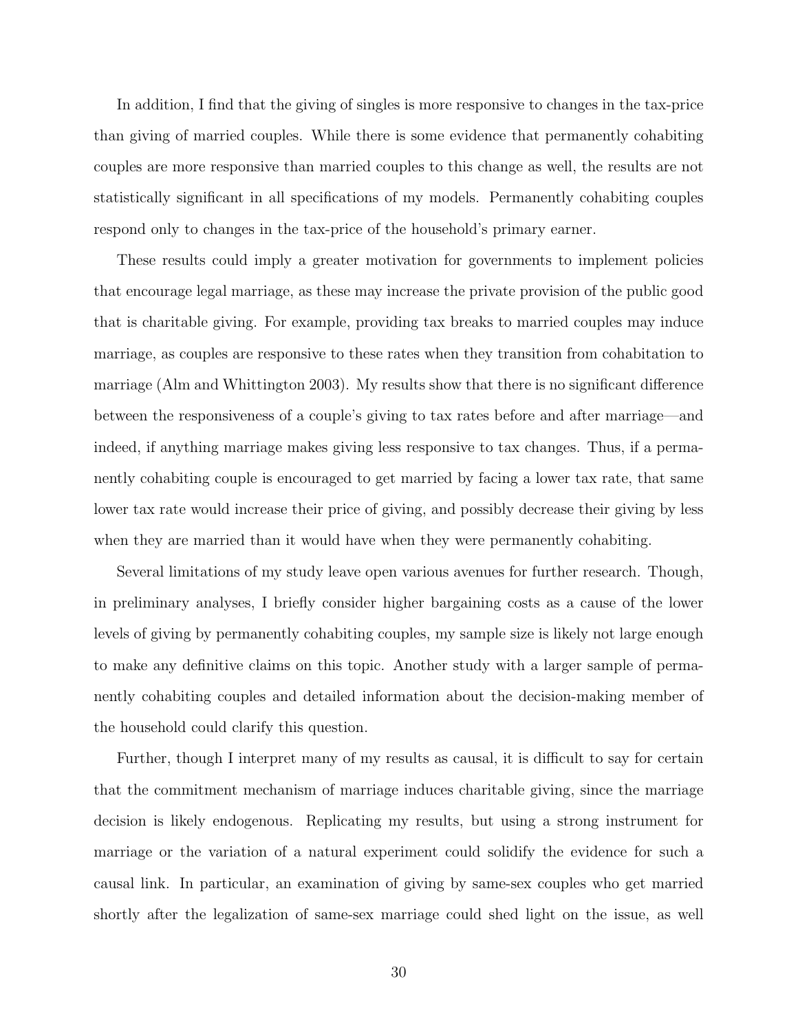In addition, I find that the giving of singles is more responsive to changes in the tax-price than giving of married couples. While there is some evidence that permanently cohabiting couples are more responsive than married couples to this change as well, the results are not statistically significant in all specifications of my models. Permanently cohabiting couples respond only to changes in the tax-price of the household's primary earner.

These results could imply a greater motivation for governments to implement policies that encourage legal marriage, as these may increase the private provision of the public good that is charitable giving. For example, providing tax breaks to married couples may induce marriage, as couples are responsive to these rates when they transition from cohabitation to marriage (Alm and Whittington 2003). My results show that there is no significant difference between the responsiveness of a couple's giving to tax rates before and after marriage—and indeed, if anything marriage makes giving less responsive to tax changes. Thus, if a permanently cohabiting couple is encouraged to get married by facing a lower tax rate, that same lower tax rate would increase their price of giving, and possibly decrease their giving by less when they are married than it would have when they were permanently cohabiting.

Several limitations of my study leave open various avenues for further research. Though, in preliminary analyses, I briefly consider higher bargaining costs as a cause of the lower levels of giving by permanently cohabiting couples, my sample size is likely not large enough to make any definitive claims on this topic. Another study with a larger sample of permanently cohabiting couples and detailed information about the decision-making member of the household could clarify this question.

Further, though I interpret many of my results as causal, it is difficult to say for certain that the commitment mechanism of marriage induces charitable giving, since the marriage decision is likely endogenous. Replicating my results, but using a strong instrument for marriage or the variation of a natural experiment could solidify the evidence for such a causal link. In particular, an examination of giving by same-sex couples who get married shortly after the legalization of same-sex marriage could shed light on the issue, as well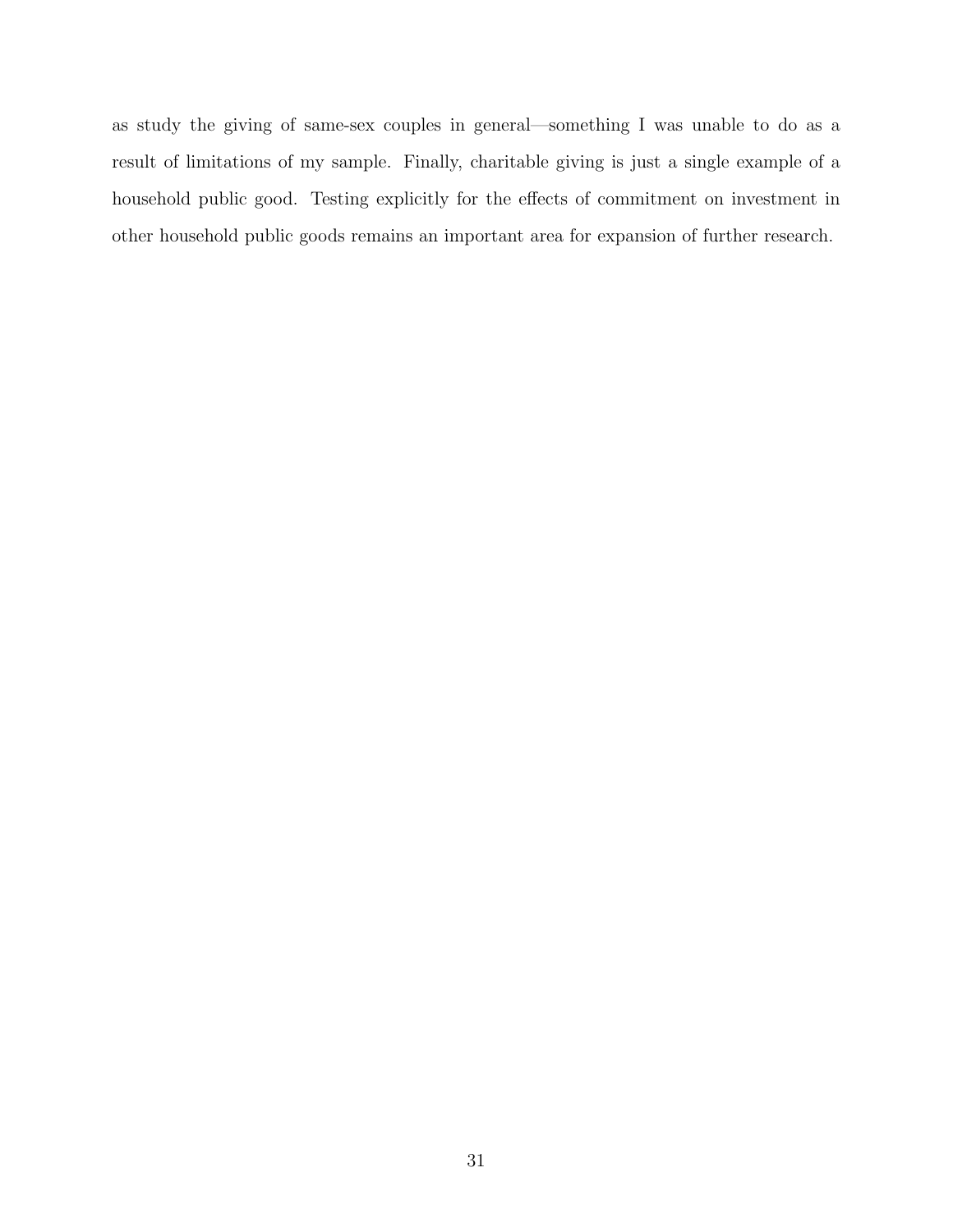as study the giving of same-sex couples in general—something I was unable to do as a result of limitations of my sample. Finally, charitable giving is just a single example of a household public good. Testing explicitly for the effects of commitment on investment in other household public goods remains an important area for expansion of further research.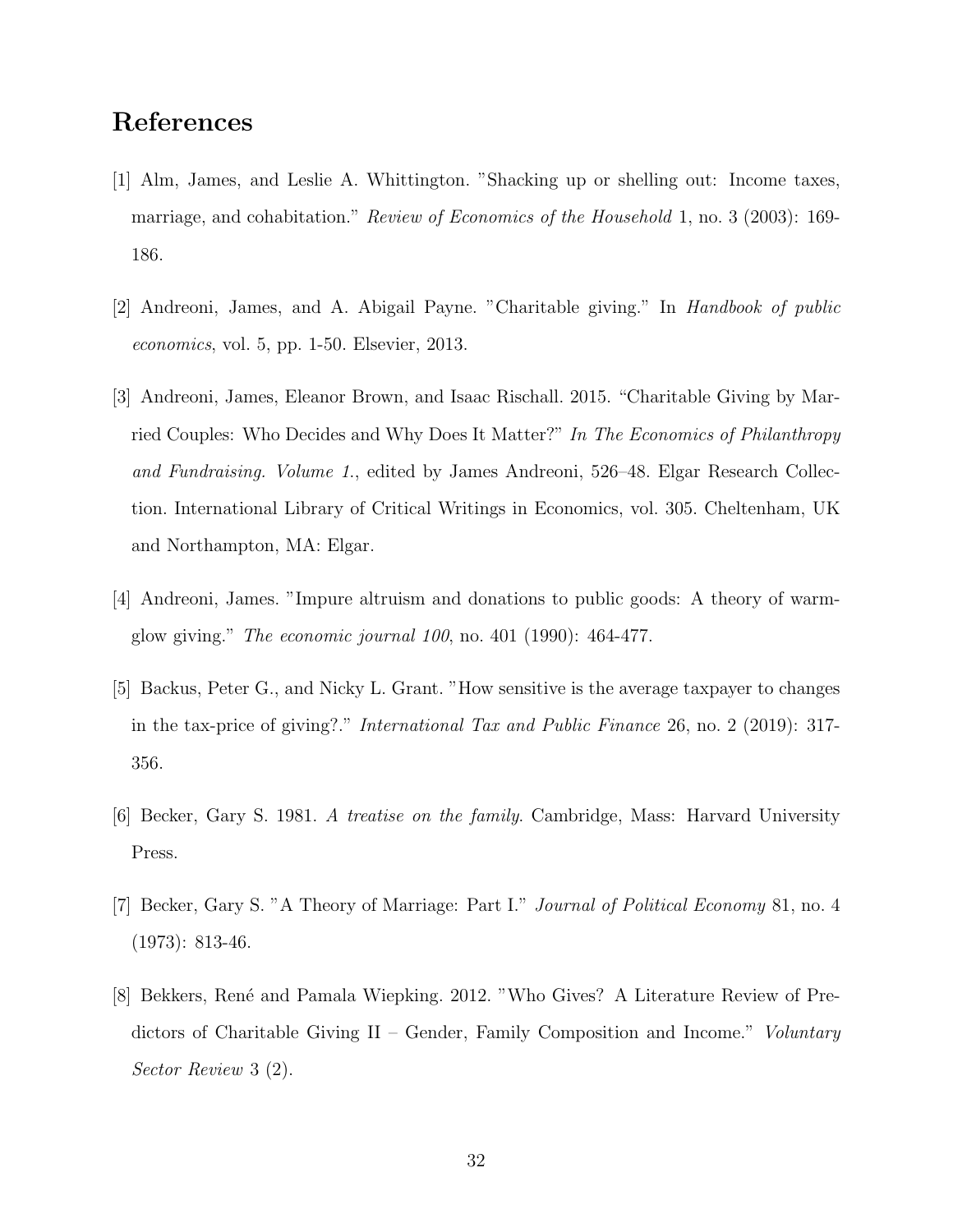# References

[1] Alm, James, and Leslie A. Whittington. "Shacking up or shelling out: Income taxes, marriage, and cohabitation." *Review of Economics of the Household* 1, no. 3 (2003): 169-186.

[2] Andreoni, James, and A. Abigail Payne. "Charitable giving." In *Handbook of public economics*, vol. 5, pp. 1-50. Elsevier, 2013.

[3] Andreoni, James, Eleanor Brown, and Isaac Rischall. 2015. "Charitable Giving by Married Couples: Who Decides and Why Does It Matter?" *In The Economics of Philanthropy and Fundraising. Volume 1.*, edited by James Andreoni, 526–48. Elgar Research Collection. International Library of Critical Writings in Economics, vol. 305. Cheltenham, UK and Northampton, MA: Elgar.

[4] Andreoni, James. "Impure altruism and donations to public goods: A theory of warm-glow giving." *The economic journal 100*, no. 401 (1990): 464-477.

[5] Backus, Peter G., and Nicky L. Grant. "How sensitive is the average taxpayer to changes in the tax-price of giving?." *International Tax and Public Finance* 26, no. 2 (2019): 317-356.

[6] Becker, Gary S. 1981. *A treatise on the family*. Cambridge, Mass: Harvard University Press.

[7] Becker, Gary S. "A Theory of Marriage: Part I." *Journal of Political Economy* 81, no. 4 (1973): 813-46.

[8] Bekkers, René and Pamala Wiepking. 2012. "Who Gives? A Literature Review of Predictors of Charitable Giving II – Gender, Family Composition and Income." *Voluntary Sector Review* 3 (2).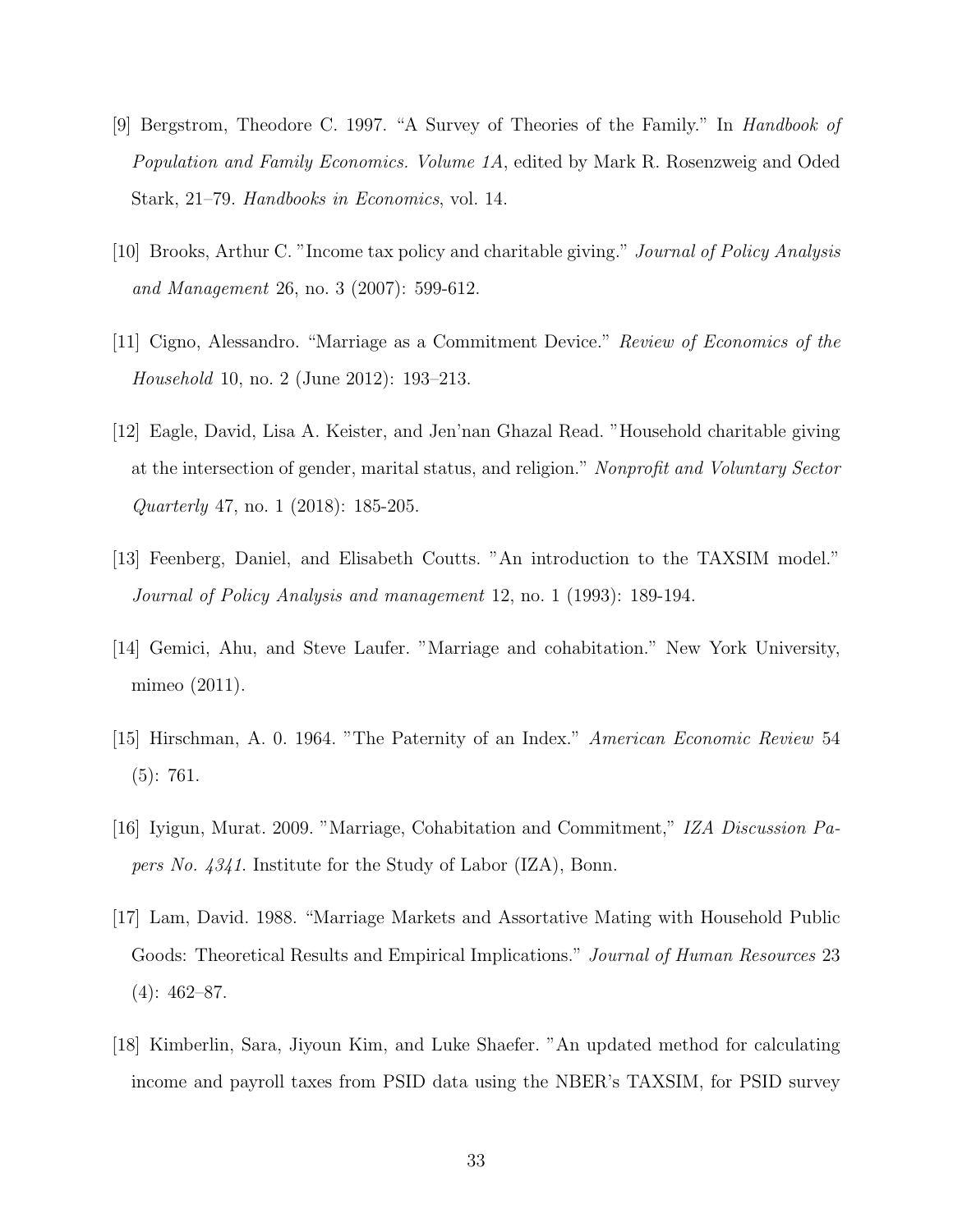[9] Bergstrom, Theodore C. 1997. "A Survey of Theories of the Family." In *Handbook of Population and Family Economics. Volume 1A*, edited by Mark R. Rosenzweig and Oded Stark, 21–79. *Handbooks in Economics*, vol. 14.

[10] Brooks, Arthur C. "Income tax policy and charitable giving." *Journal of Policy Analysis and Management* 26, no. 3 (2007): 599-612.

[11] Cigno, Alessandro. "Marriage as a Commitment Device." *Review of Economics of the Household* 10, no. 2 (June 2012): 193–213.

[12] Eagle, David, Lisa A. Keister, and Jen'nan Ghazal Read. "Household charitable giving at the intersection of gender, marital status, and religion." *Nonprofit and Voluntary Sector Quarterly* 47, no. 1 (2018): 185-205.

[13] Feenberg, Daniel, and Elisabeth Coutts. "An introduction to the TAXSIM model." *Journal of Policy Analysis and management* 12, no. 1 (1993): 189-194.

[14] Gemici, Ahu, and Steve Laufer. "Marriage and cohabitation." New York University, mimeo (2011).

[15] Hirschman, A. 0. 1964. "The Paternity of an Index." *American Economic Review* 54 (5): 761.

[16] Iyigun, Murat. 2009. "Marriage, Cohabitation and Commitment," *IZA Discussion Papers No. 4341*. Institute for the Study of Labor (IZA), Bonn.

[17] Lam, David. 1988. "Marriage Markets and Assortative Mating with Household Public Goods: Theoretical Results and Empirical Implications." *Journal of Human Resources* 23 (4): 462–87.

[18] Kimberlin, Sara, Jiyoun Kim, and Luke Shaefer. "An updated method for calculating income and payroll taxes from PSID data using the NBER's TAXSIM, for PSID survey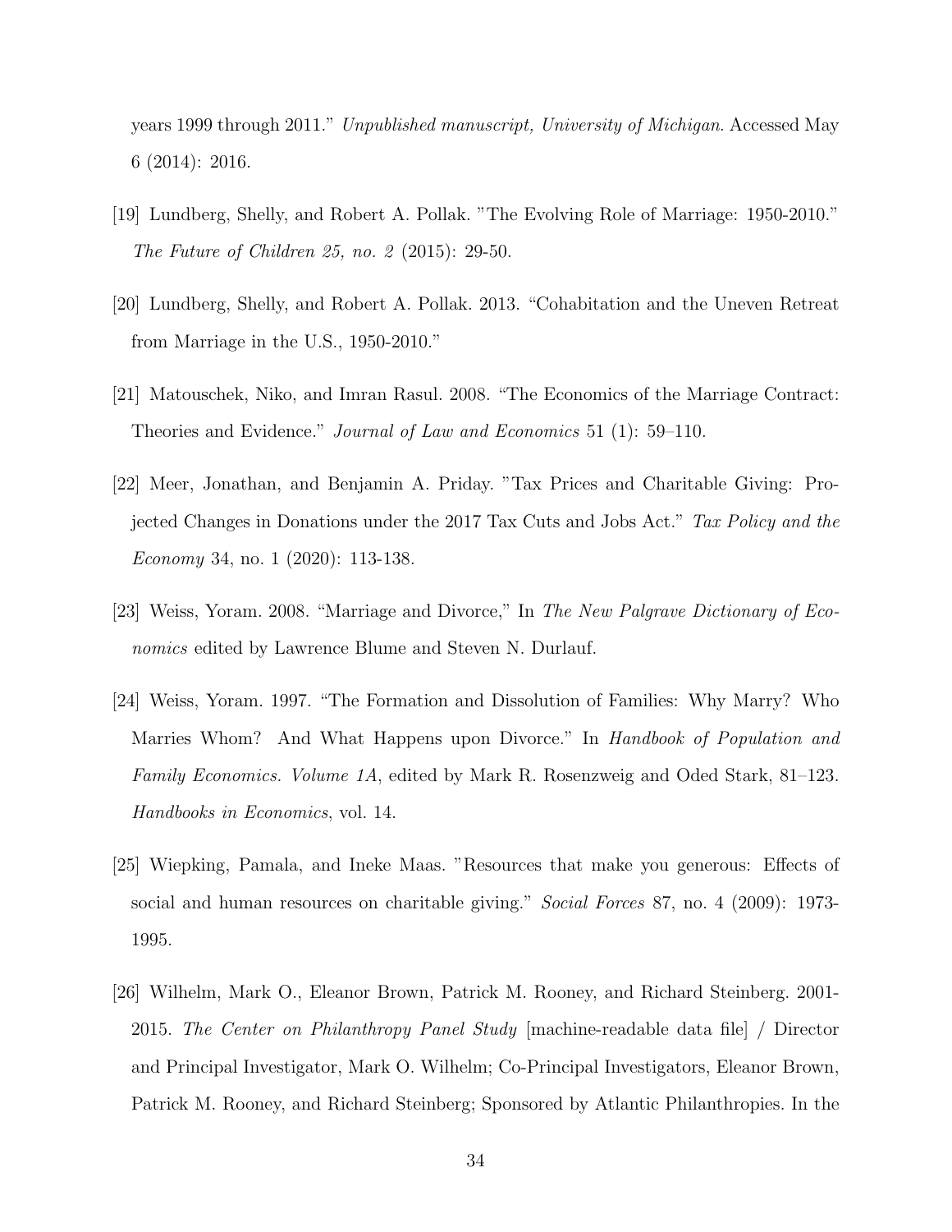years 1999 through 2011." *Unpublished manuscript, University of Michigan*. Accessed May 6 (2014): 2016.

[19] Lundberg, Shelly, and Robert A. Pollak. "The Evolving Role of Marriage: 1950-2010." *The Future of Children 25, no. 2* (2015): 29-50.

[20] Lundberg, Shelly, and Robert A. Pollak. 2013. "Cohabitation and the Uneven Retreat from Marriage in the U.S., 1950-2010."

[21] Matouschek, Niko, and Imran Rasul. 2008. "The Economics of the Marriage Contract: Theories and Evidence." *Journal of Law and Economics* 51 (1): 59–110.

[22] Meer, Jonathan, and Benjamin A. Priday. "Tax Prices and Charitable Giving: Projected Changes in Donations under the 2017 Tax Cuts and Jobs Act." *Tax Policy and the Economy* 34, no. 1 (2020): 113-138.

[23] Weiss, Yoram. 2008. "Marriage and Divorce," In *The New Palgrave Dictionary of Economics* edited by Lawrence Blume and Steven N. Durlauf.

[24] Weiss, Yoram. 1997. "The Formation and Dissolution of Families: Why Marry? Who Marries Whom? And What Happens upon Divorce." In *Handbook of Population and Family Economics. Volume 1A*, edited by Mark R. Rosenzweig and Oded Stark, 81–123. *Handbooks in Economics*, vol. 14.

[25] Wiepking, Pamala, and Ineke Maas. "Resources that make you generous: Effects of social and human resources on charitable giving." *Social Forces* 87, no. 4 (2009): 1973-1995.

[26] Wilhelm, Mark O., Eleanor Brown, Patrick M. Rooney, and Richard Steinberg. 2001-2015. *The Center on Philanthropy Panel Study* [machine-readable data file] / Director and Principal Investigator, Mark O. Wilhelm; Co-Principal Investigators, Eleanor Brown, Patrick M. Rooney, and Richard Steinberg; Sponsored by Atlantic Philanthropies. In the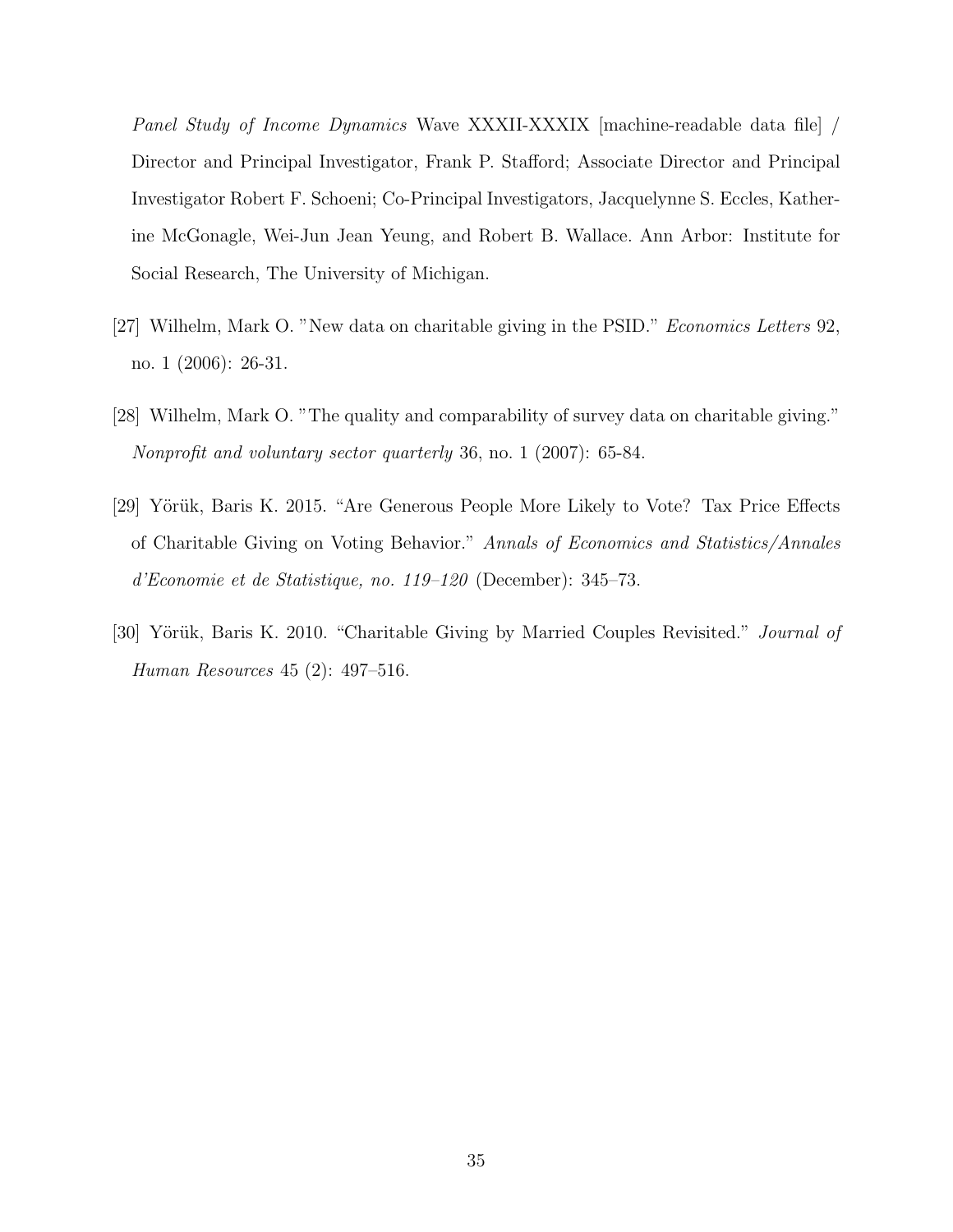*Panel Study of Income Dynamics* Wave XXXII-XXXIX [machine-readable data file] / Director and Principal Investigator, Frank P. Stafford; Associate Director and Principal Investigator Robert F. Schoeni; Co-Principal Investigators, Jacquelynne S. Eccles, Katherine McGonagle, Wei-Jun Jean Yeung, and Robert B. Wallace. Ann Arbor: Institute for Social Research, The University of Michigan.

[27] Wilhelm, Mark O. "New data on charitable giving in the PSID." *Economics Letters* 92, no. 1 (2006): 26-31.

[28] Wilhelm, Mark O. "The quality and comparability of survey data on charitable giving." *Nonprofit and voluntary sector quarterly* 36, no. 1 (2007): 65-84.

[29] Yörük, Baris K. 2015. "Are Generous People More Likely to Vote? Tax Price Effects of Charitable Giving on Voting Behavior." *Annals of Economics and Statistics/Annales d'Economie et de Statistique, no. 119–120* (December): 345–73.

[30] Yörük, Baris K. 2010. "Charitable Giving by Married Couples Revisited." *Journal of Human Resources* 45 (2): 497–516.